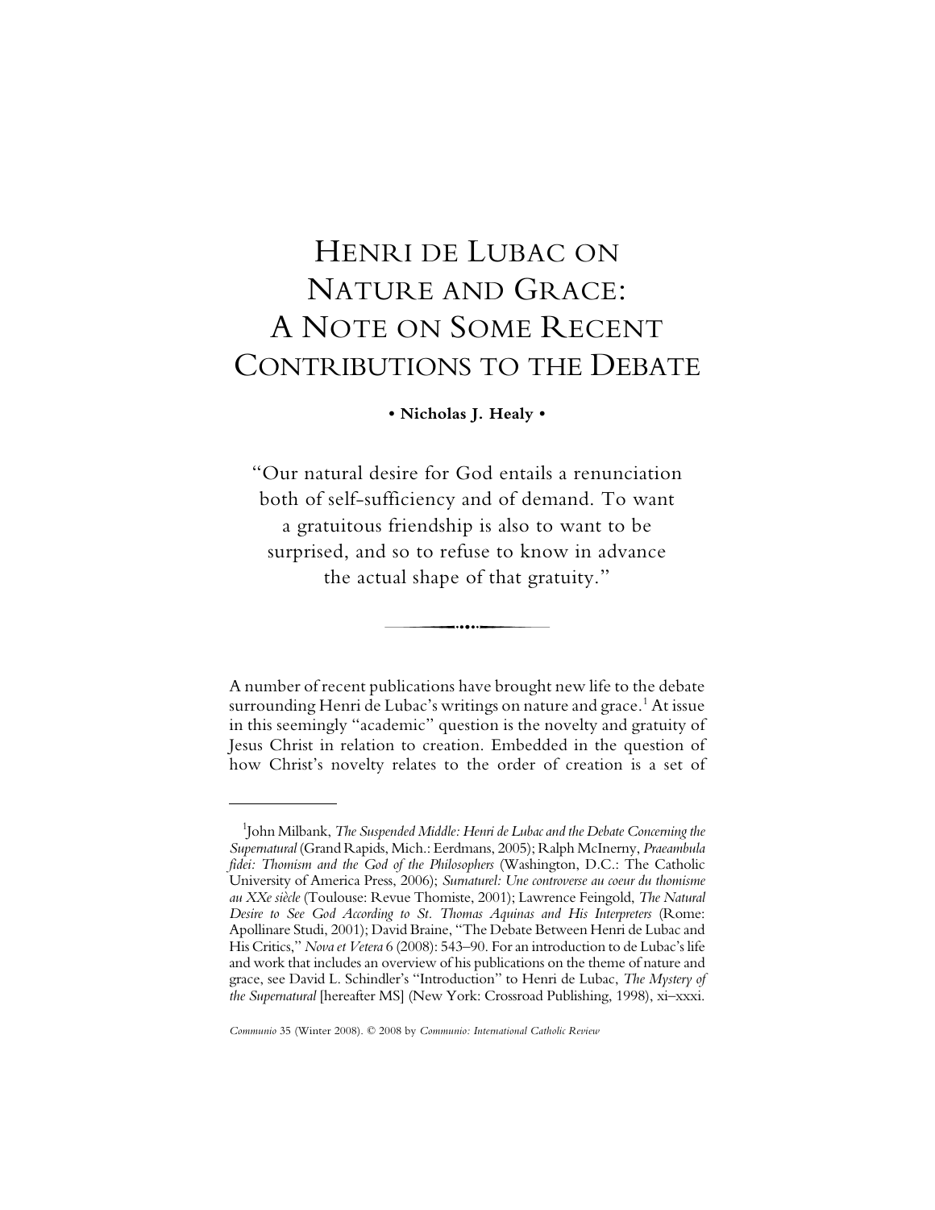# Henri de Lubac on Nature and Grace: A Note on Some Recent Contributions to the Debate

**• Nicholas J. Healy •**

"Our natural desire for God entails a renunciation both of self-sufficiency and of demand. To want a gratuitous friendship is also to want to be surprised, and so to refuse to know in advance the actual shape of that gratuity."

A number of recent publications have brought new life to the debate surrounding Henri de Lubac's writings on nature and grace.[1] At issue in this seemingly "academic" question is the novelty and gratuity of Jesus Christ in relation to creation. Embedded in the question of how Christ's novelty relates to the order of creation is a set of

---

[1]John Milbank, *The Suspended Middle: Henri de Lubac and the Debate Concerning the Supernatural* (Grand Rapids, Mich.: Eerdmans, 2005); Ralph McInerny, *Praeambula fidei: Thomism and the God of the Philosophers* (Washington, D.C.: The Catholic University of America Press, 2006); *Surnaturel: Une controverse au coeur du thomisme au XXe siècle* (Toulouse: Revue Thomiste, 2001); Lawrence Feingold, *The Natural Desire to See God According to St. Thomas Aquinas and His Interpreters* (Rome: Apollinare Studi, 2001); David Braine, "The Debate Between Henri de Lubac and His Critics," *Nova et Vetera* 6 (2008): 543–90. For an introduction to de Lubac's life and work that includes an overview of his publications on the theme of nature and grace, see David L. Schindler's "Introduction" to Henri de Lubac, *The Mystery of the Supernatural* [hereafter MS] (New York: Crossroad Publishing, 1998), xi–xxxi.

*Communio* 35 (Winter 2008). © 2008 by *Communio: International Catholic Review*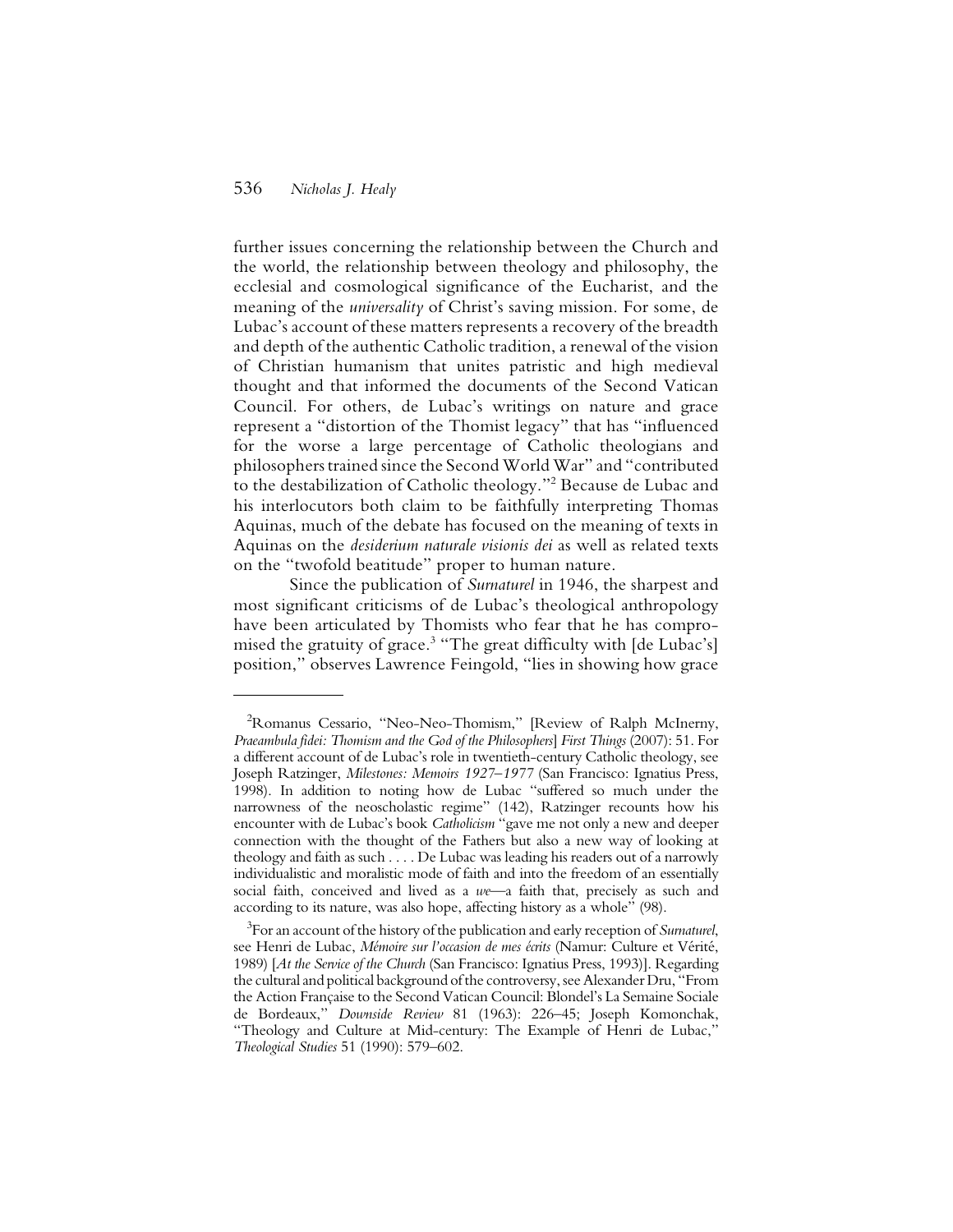further issues concerning the relationship between the Church and the world, the relationship between theology and philosophy, the ecclesial and cosmological significance of the Eucharist, and the meaning of the *universality* of Christ's saving mission. For some, de Lubac's account of these matters represents a recovery of the breadth and depth of the authentic Catholic tradition, a renewal of the vision of Christian humanism that unites patristic and high medieval thought and that informed the documents of the Second Vatican Council. For others, de Lubac's writings on nature and grace represent a "distortion of the Thomist legacy" that has "influenced for the worse a large percentage of Catholic theologians and philosophers trained since the Second World War" and "contributed to the destabilization of Catholic theology."[2] Because de Lubac and his interlocutors both claim to be faithfully interpreting Thomas Aquinas, much of the debate has focused on the meaning of texts in Aquinas on the *desiderium naturale visionis dei* as well as related texts on the "twofold beatitude" proper to human nature.

Since the publication of *Surnaturel* in 1946, the sharpest and most significant criticisms of de Lubac's theological anthropology have been articulated by Thomists who fear that he has compromised the gratuity of grace.[3] "The great difficulty with [de Lubac's] position," observes Lawrence Feingold, "lies in showing how grace

---

[2]Romanus Cessario, "Neo-Neo-Thomism," [Review of Ralph McInerny, *Praeambula fidei: Thomism and the God of the Philosophers*] *First Things* (2007): 51. For a different account of de Lubac's role in twentieth-century Catholic theology, see Joseph Ratzinger, *Milestones: Memoirs 1927–1977* (San Francisco: Ignatius Press, 1998). In addition to noting how de Lubac "suffered so much under the narrowness of the neoscholastic regime" (142), Ratzinger recounts how his encounter with de Lubac's book *Catholicism* "gave me not only a new and deeper connection with the thought of the Fathers but also a new way of looking at theology and faith as such . . . . De Lubac was leading his readers out of a narrowly individualistic and moralistic mode of faith and into the freedom of an essentially social faith, conceived and lived as a *we*—a faith that, precisely as such and according to its nature, was also hope, affecting history as a whole" (98).

[3]For an account of the history of the publication and early reception of *Surnaturel*, see Henri de Lubac, *Mémoire sur l'occasion de mes écrits* (Namur: Culture et Vérité, 1989) [*At the Service of the Church* (San Francisco: Ignatius Press, 1993)]. Regarding the cultural and political background of the controversy, see Alexander Dru, "From the Action Française to the Second Vatican Council: Blondel's La Semaine Sociale de Bordeaux," *Downside Review* 81 (1963): 226–45; Joseph Komonchak, "Theology and Culture at Mid-century: The Example of Henri de Lubac," *Theological Studies* 51 (1990): 579–602.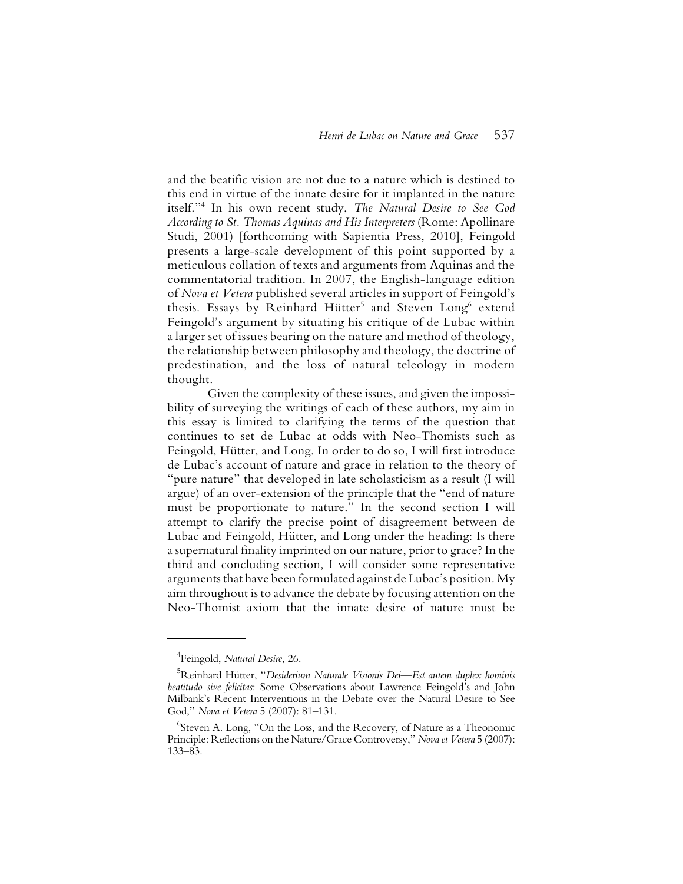and the beatific vision are not due to a nature which is destined to this end in virtue of the innate desire for it implanted in the nature itself."[4] In his own recent study, *The Natural Desire to See God According to St. Thomas Aquinas and His Interpreters* (Rome: Apollinare Studi, 2001) [forthcoming with Sapientia Press, 2010], Feingold presents a large-scale development of this point supported by a meticulous collation of texts and arguments from Aquinas and the commentatorial tradition. In 2007, the English-language edition of *Nova et Vetera* published several articles in support of Feingold's thesis. Essays by Reinhard Hütter[5] and Steven Long[6] extend Feingold's argument by situating his critique of de Lubac within a larger set of issues bearing on the nature and method of theology, the relationship between philosophy and theology, the doctrine of predestination, and the loss of natural teleology in modern thought.

Given the complexity of these issues, and given the impossibility of surveying the writings of each of these authors, my aim in this essay is limited to clarifying the terms of the question that continues to set de Lubac at odds with Neo-Thomists such as Feingold, Hütter, and Long. In order to do so, I will first introduce de Lubac's account of nature and grace in relation to the theory of "pure nature" that developed in late scholasticism as a result (I will argue) of an over-extension of the principle that the "end of nature must be proportionate to nature." In the second section I will attempt to clarify the precise point of disagreement between de Lubac and Feingold, Hütter, and Long under the heading: Is there a supernatural finality imprinted on our nature, prior to grace? In the third and concluding section, I will consider some representative arguments that have been formulated against de Lubac's position. My aim throughout is to advance the debate by focusing attention on the Neo-Thomist axiom that the innate desire of nature must be

---

[4] Feingold, *Natural Desire*, 26.

[5] Reinhard Hütter, "*Desiderium Naturale Visionis Dei—Est autem duplex hominis beatitudo sive felicitas*: Some Observations about Lawrence Feingold's and John Milbank's Recent Interventions in the Debate over the Natural Desire to See God," *Nova et Vetera* 5 (2007): 81–131.

[6] Steven A. Long, "On the Loss, and the Recovery, of Nature as a Theonomic Principle: Reflections on the Nature/Grace Controversy," *Nova et Vetera* 5 (2007): 133–83.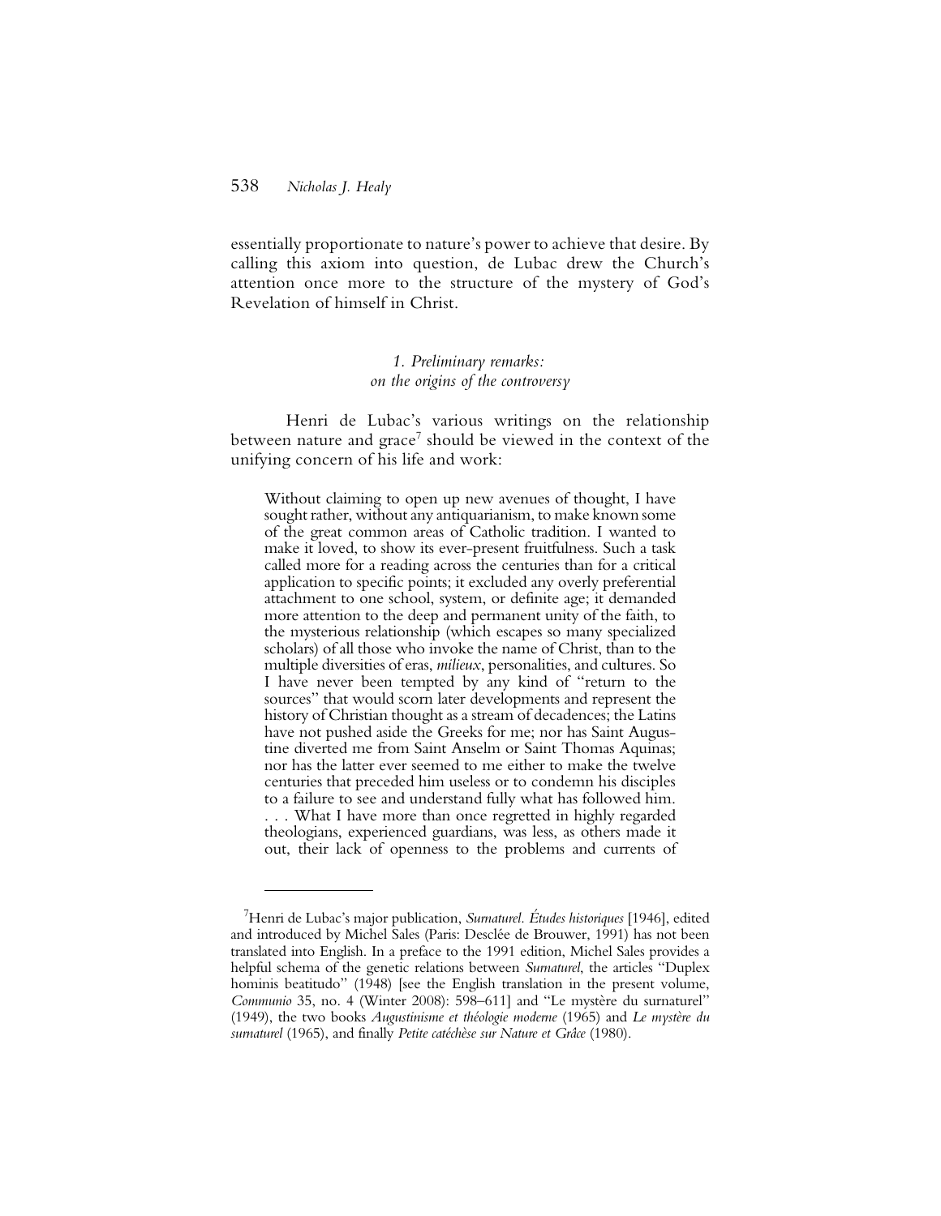essentially proportionate to nature's power to achieve that desire. By calling this axiom into question, de Lubac drew the Church's attention once more to the structure of the mystery of God's Revelation of himself in Christ.

### *1. Preliminary remarks: on the origins of the controversy*

Henri de Lubac's various writings on the relationship between nature and grace[7] should be viewed in the context of the unifying concern of his life and work:

> Without claiming to open up new avenues of thought, I have sought rather, without any antiquarianism, to make known some of the great common areas of Catholic tradition. I wanted to make it loved, to show its ever-present fruitfulness. Such a task called more for a reading across the centuries than for a critical application to specific points; it excluded any overly preferential attachment to one school, system, or definite age; it demanded more attention to the deep and permanent unity of the faith, to the mysterious relationship (which escapes so many specialized scholars) of all those who invoke the name of Christ, than to the multiple diversities of eras, *milieux*, personalities, and cultures. So I have never been tempted by any kind of "return to the sources" that would scorn later developments and represent the history of Christian thought as a stream of decadences; the Latins have not pushed aside the Greeks for me; nor has Saint Augustine diverted me from Saint Anselm or Saint Thomas Aquinas; nor has the latter ever seemed to me either to make the twelve centuries that preceded him useless or to condemn his disciples to a failure to see and understand fully what has followed him. . . . What I have more than once regretted in highly regarded theologians, experienced guardians, was less, as others made it out, their lack of openness to the problems and currents of

---

[7] Henri de Lubac's major publication, *Surnaturel. Études historiques* [1946], edited and introduced by Michel Sales (Paris: Desclée de Brouwer, 1991) has not been translated into English. In a preface to the 1991 edition, Michel Sales provides a helpful schema of the genetic relations between *Surnaturel*, the articles "Duplex hominis beatitudo" (1948) [see the English translation in the present volume, *Communio* 35, no. 4 (Winter 2008): 598–611] and "Le mystère du surnaturel" (1949), the two books *Augustinisme et théologie moderne* (1965) and *Le mystère du surnaturel* (1965), and finally *Petite catéchèse sur Nature et Grâce* (1980).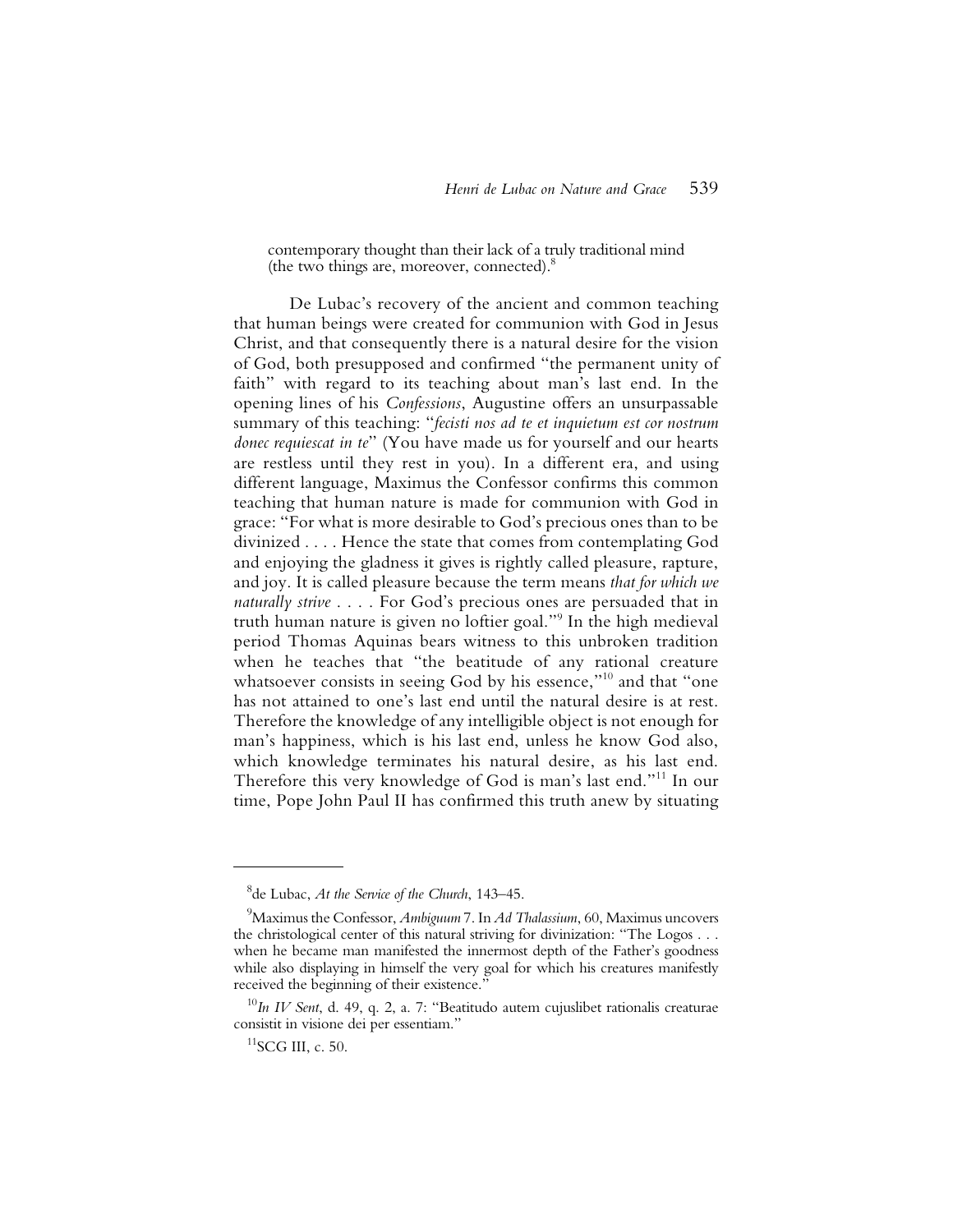contemporary thought than their lack of a truly traditional mind (the two things are, moreover, connected).[8]

De Lubac's recovery of the ancient and common teaching that human beings were created for communion with God in Jesus Christ, and that consequently there is a natural desire for the vision of God, both presupposed and confirmed "the permanent unity of faith" with regard to its teaching about man's last end. In the opening lines of his *Confessions*, Augustine offers an unsurpassable summary of this teaching: "*fecisti nos ad te et inquietum est cor nostrum donec requiescat in te*" (You have made us for yourself and our hearts are restless until they rest in you). In a different era, and using different language, Maximus the Confessor confirms this common teaching that human nature is made for communion with God in grace: "For what is more desirable to God's precious ones than to be divinized . . . . Hence the state that comes from contemplating God and enjoying the gladness it gives is rightly called pleasure, rapture, and joy. It is called pleasure because the term means *that for which we naturally strive* . . . . For God's precious ones are persuaded that in truth human nature is given no loftier goal."[9] In the high medieval period Thomas Aquinas bears witness to this unbroken tradition when he teaches that "the beatitude of any rational creature whatsoever consists in seeing God by his essence,"[10] and that "one has not attained to one's last end until the natural desire is at rest. Therefore the knowledge of any intelligible object is not enough for man's happiness, which is his last end, unless he know God also, which knowledge terminates his natural desire, as his last end. Therefore this very knowledge of God is man's last end."[11] In our time, Pope John Paul II has confirmed this truth anew by situating

---

[8] de Lubac, *At the Service of the Church*, 143–45.

[9] Maximus the Confessor, *Ambiguum* 7. In *Ad Thalassium*, 60, Maximus uncovers the christological center of this natural striving for divinization: "The Logos . . . when he became man manifested the innermost depth of the Father's goodness while also displaying in himself the very goal for which his creatures manifestly received the beginning of their existence."

[10] *In IV Sent*, d. 49, q. 2, a. 7: "Beatitudo autem cujuslibet rationalis creaturae consistit in visione dei per essentiam."

[11] SCG III, c. 50.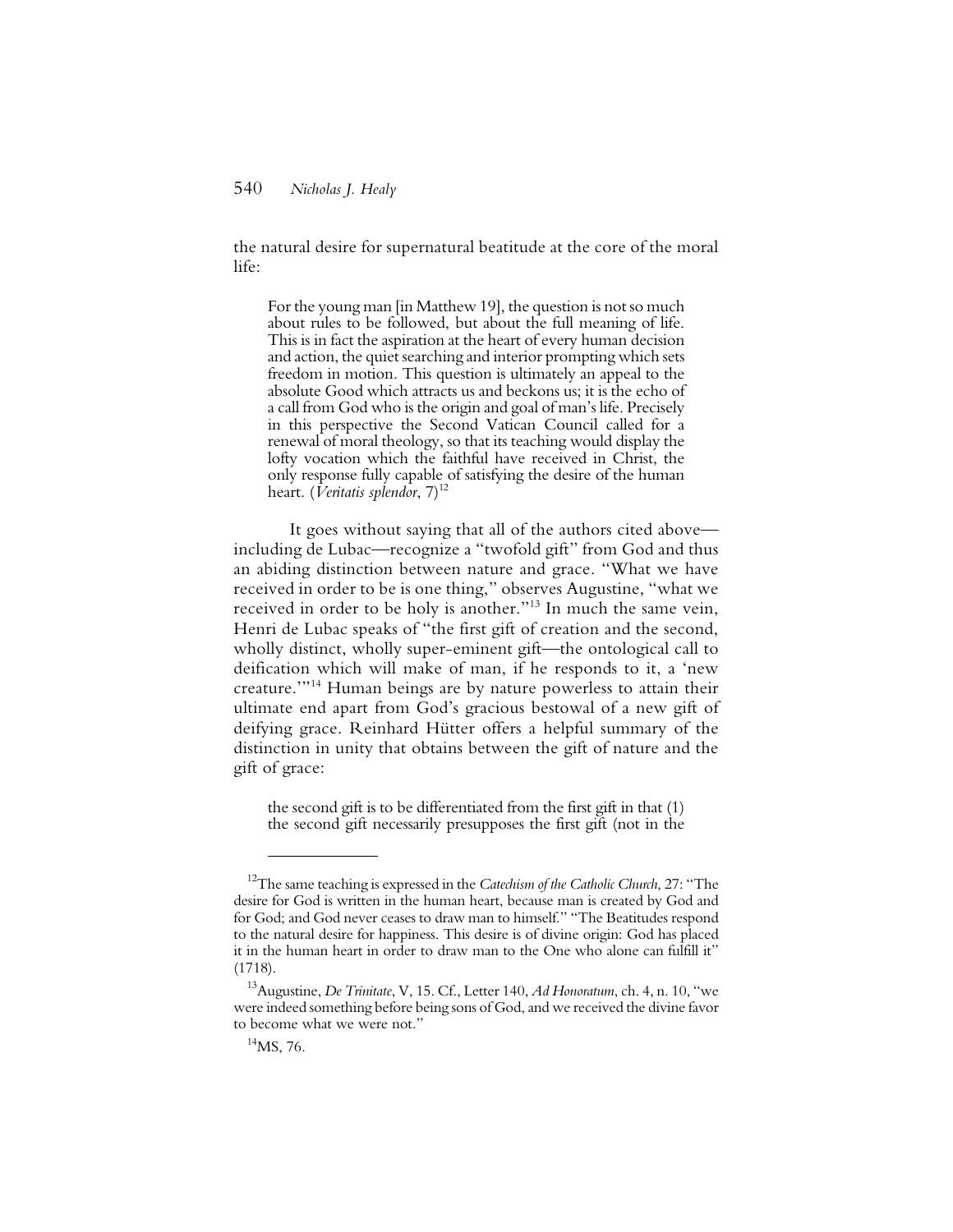the natural desire for supernatural beatitude at the core of the moral life:

> For the young man [in Matthew 19], the question is not so much about rules to be followed, but about the full meaning of life. This is in fact the aspiration at the heart of every human decision and action, the quiet searching and interior prompting which sets freedom in motion. This question is ultimately an appeal to the absolute Good which attracts us and beckons us; it is the echo of a call from God who is the origin and goal of man's life. Precisely in this perspective the Second Vatican Council called for a renewal of moral theology, so that its teaching would display the lofty vocation which the faithful have received in Christ, the only response fully capable of satisfying the desire of the human heart. (*Veritatis splendor*, 7)[12]

It goes without saying that all of the authors cited above—including de Lubac—recognize a "twofold gift" from God and thus an abiding distinction between nature and grace. "What we have received in order to be is one thing," observes Augustine, "what we received in order to be holy is another."[13] In much the same vein, Henri de Lubac speaks of "the first gift of creation and the second, wholly distinct, wholly super-eminent gift—the ontological call to deification which will make of man, if he responds to it, a 'new creature.'"[14] Human beings are by nature powerless to attain their ultimate end apart from God's gracious bestowal of a new gift of deifying grace. Reinhard Hütter offers a helpful summary of the distinction in unity that obtains between the gift of nature and the gift of grace:

> the second gift is to be differentiated from the first gift in that (1) the second gift necessarily presupposes the first gift (not in the

---

[12] The same teaching is expressed in the *Catechism of the Catholic Church*, 27: "The desire for God is written in the human heart, because man is created by God and for God; and God never ceases to draw man to himself." "The Beatitudes respond to the natural desire for happiness. This desire is of divine origin: God has placed it in the human heart in order to draw man to the One who alone can fulfill it" (1718).

[13] Augustine, *De Trinitate*, V, 15. Cf., Letter 140, *Ad Honoratum*, ch. 4, n. 10, "we were indeed something before being sons of God, and we received the divine favor to become what we were not."

[14] MS, 76.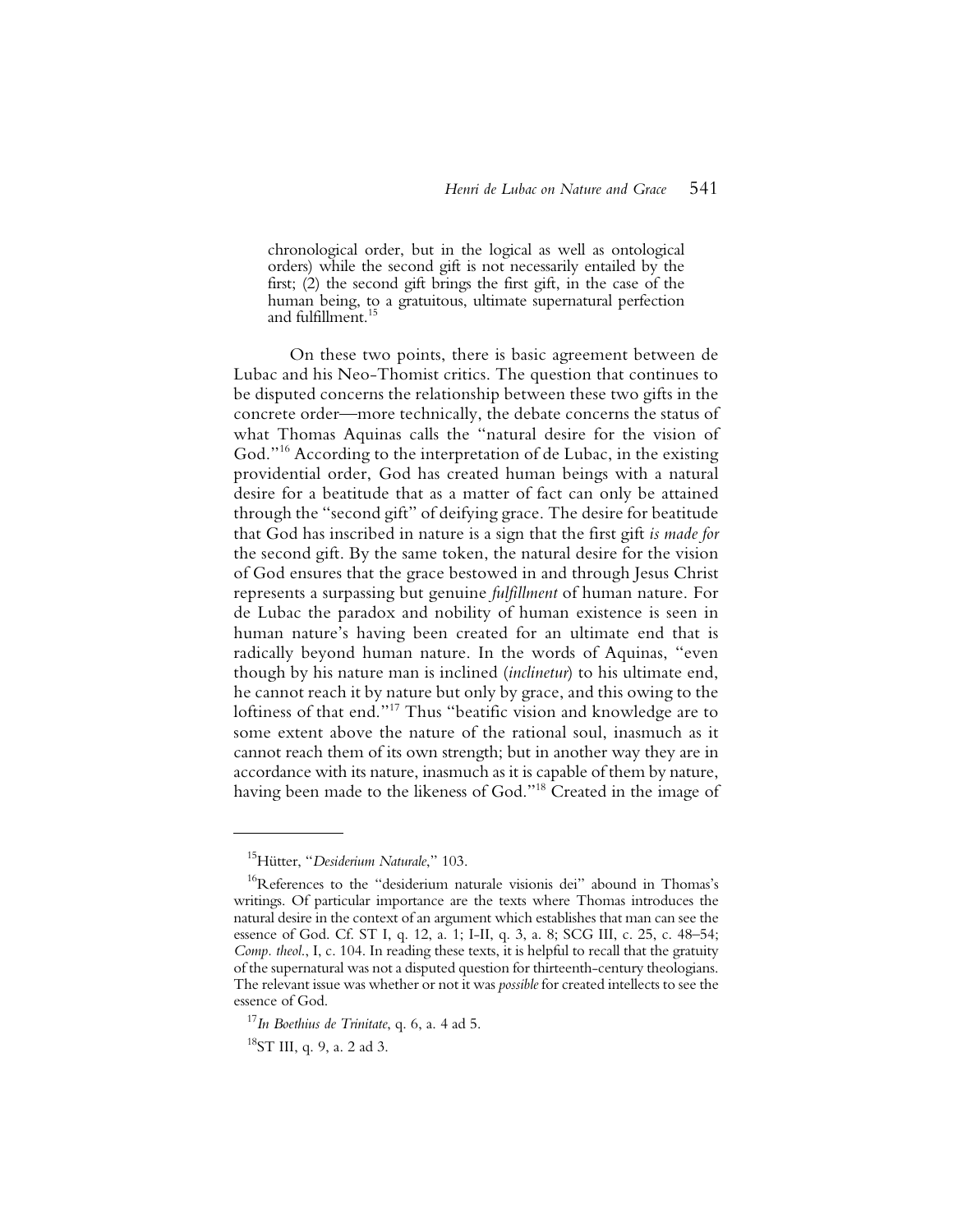chronological order, but in the logical as well as ontological orders) while the second gift is not necessarily entailed by the first; (2) the second gift brings the first gift, in the case of the human being, to a gratuitous, ultimate supernatural perfection and fulfillment.[15]

On these two points, there is basic agreement between de Lubac and his Neo-Thomist critics. The question that continues to be disputed concerns the relationship between these two gifts in the concrete order—more technically, the debate concerns the status of what Thomas Aquinas calls the "natural desire for the vision of God."[16] According to the interpretation of de Lubac, in the existing providential order, God has created human beings with a natural desire for a beatitude that as a matter of fact can only be attained through the "second gift" of deifying grace. The desire for beatitude that God has inscribed in nature is a sign that the first gift *is made for* the second gift. By the same token, the natural desire for the vision of God ensures that the grace bestowed in and through Jesus Christ represents a surpassing but genuine *fulfillment* of human nature. For de Lubac the paradox and nobility of human existence is seen in human nature's having been created for an ultimate end that is radically beyond human nature. In the words of Aquinas, "even though by his nature man is inclined (*inclinetur*) to his ultimate end, he cannot reach it by nature but only by grace, and this owing to the loftiness of that end."[17] Thus "beatific vision and knowledge are to some extent above the nature of the rational soul, inasmuch as it cannot reach them of its own strength; but in another way they are in accordance with its nature, inasmuch as it is capable of them by nature, having been made to the likeness of God."[18] Created in the image of

---

[15] Hütter, "*Desiderium Naturale*," 103.

[16] References to the "desiderium naturale visionis dei" abound in Thomas's writings. Of particular importance are the texts where Thomas introduces the natural desire in the context of an argument which establishes that man can see the essence of God. Cf. ST I, q. 12, a. 1; I-II, q. 3, a. 8; SCG III, c. 25, c. 48–54; *Comp. theol.*, I, c. 104. In reading these texts, it is helpful to recall that the gratuity of the supernatural was not a disputed question for thirteenth-century theologians. The relevant issue was whether or not it was *possible* for created intellects to see the essence of God.

[17] *In Boethius de Trinitate*, q. 6, a. 4 ad 5.

[18] ST III, q. 9, a. 2 ad 3.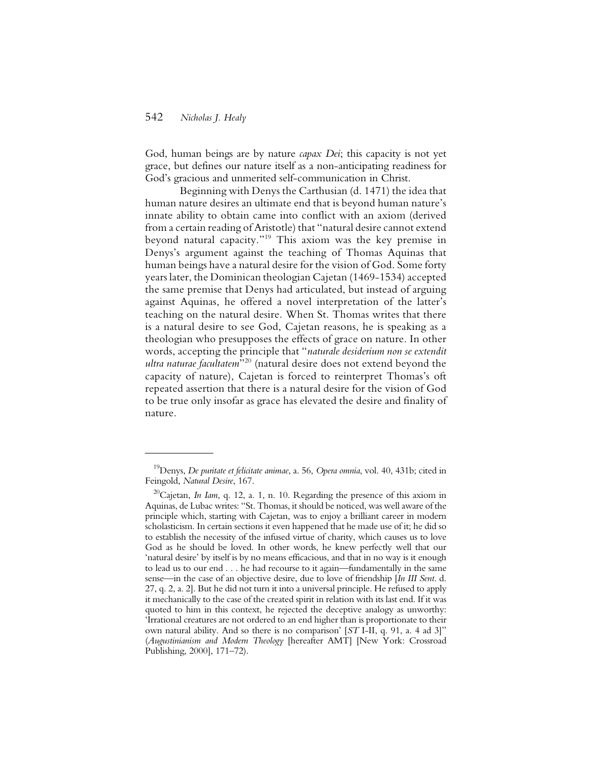God, human beings are by nature *capax Dei*; this capacity is not yet grace, but defines our nature itself as a non-anticipating readiness for God's gracious and unmerited self-communication in Christ.

Beginning with Denys the Carthusian (d. 1471) the idea that human nature desires an ultimate end that is beyond human nature's innate ability to obtain came into conflict with an axiom (derived from a certain reading of Aristotle) that "natural desire cannot extend beyond natural capacity."[19] This axiom was the key premise in Denys's argument against the teaching of Thomas Aquinas that human beings have a natural desire for the vision of God. Some forty years later, the Dominican theologian Cajetan (1469-1534) accepted the same premise that Denys had articulated, but instead of arguing against Aquinas, he offered a novel interpretation of the latter's teaching on the natural desire. When St. Thomas writes that there is a natural desire to see God, Cajetan reasons, he is speaking as a theologian who presupposes the effects of grace on nature. In other words, accepting the principle that "*naturale desiderium non se extendit ultra naturae facultatem*"[20] (natural desire does not extend beyond the capacity of nature), Cajetan is forced to reinterpret Thomas's oft repeated assertion that there is a natural desire for the vision of God to be true only insofar as grace has elevated the desire and finality of nature.

---

[19]Denys, *De puritate et felicitate animae*, a. 56, *Opera omnia*, vol. 40, 431b; cited in Feingold, *Natural Desire*, 167.

[20]Cajetan, *In Iam*, q. 12, a. 1, n. 10. Regarding the presence of this axiom in Aquinas, de Lubac writes: "St. Thomas, it should be noticed, was well aware of the principle which, starting with Cajetan, was to enjoy a brilliant career in modern scholasticism. In certain sections it even happened that he made use of it; he did so to establish the necessity of the infused virtue of charity, which causes us to love God as he should be loved. In other words, he knew perfectly well that our 'natural desire' by itself is by no means efficacious, and that in no way is it enough to lead us to our end . . . he had recourse to it again—fundamentally in the same sense—in the case of an objective desire, due to love of friendship [*In III Sent*. d. 27, q. 2, a. 2]. But he did not turn it into a universal principle. He refused to apply it mechanically to the case of the created spirit in relation with its last end. If it was quoted to him in this context, he rejected the deceptive analogy as unworthy: 'Irrational creatures are not ordered to an end higher than is proportionate to their own natural ability. And so there is no comparison' [*ST* I-II, q. 91, a. 4 ad 3]" (*Augustinianism and Modern Theology* [hereafter AMT] [New York: Crossroad Publishing, 2000], 171–72).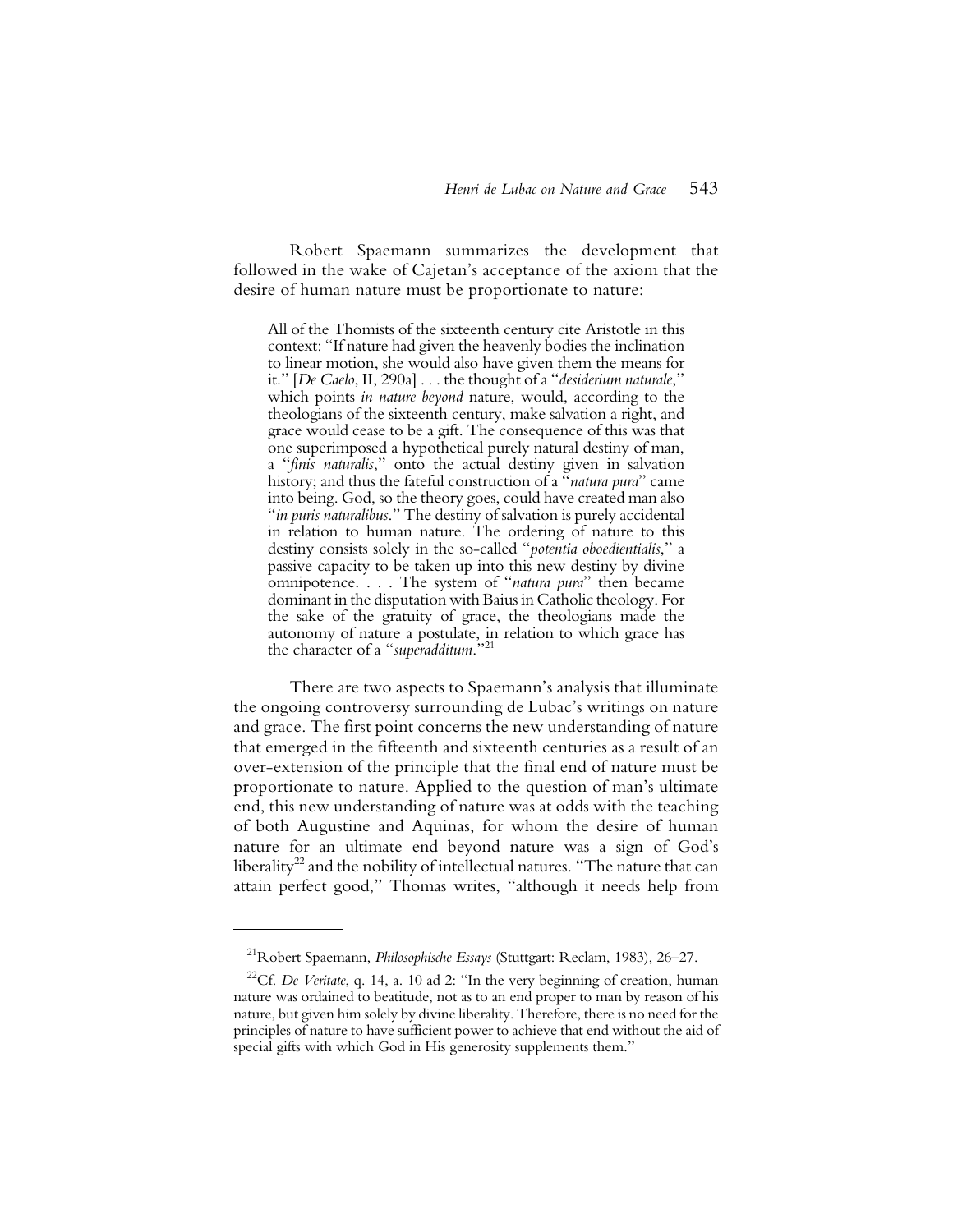Robert Spaemann summarizes the development that followed in the wake of Cajetan's acceptance of the axiom that the desire of human nature must be proportionate to nature:

> All of the Thomists of the sixteenth century cite Aristotle in this context: "If nature had given the heavenly bodies the inclination to linear motion, she would also have given them the means for it." [*De Caelo*, II, 290a] . . . the thought of a "*desiderium naturale*," which points *in nature beyond* nature, would, according to the theologians of the sixteenth century, make salvation a right, and grace would cease to be a gift. The consequence of this was that one superimposed a hypothetical purely natural destiny of man, a "*finis naturalis*," onto the actual destiny given in salvation history; and thus the fateful construction of a "*natura pura*" came into being. God, so the theory goes, could have created man also "*in puris naturalibus*." The destiny of salvation is purely accidental in relation to human nature. The ordering of nature to this destiny consists solely in the so-called "*potentia oboedientialis*," a passive capacity to be taken up into this new destiny by divine omnipotence. . . . The system of "*natura pura*" then became dominant in the disputation with Baius in Catholic theology. For the sake of the gratuity of grace, the theologians made the autonomy of nature a postulate, in relation to which grace has the character of a "*superadditum*."[21]

There are two aspects to Spaemann's analysis that illuminate the ongoing controversy surrounding de Lubac's writings on nature and grace. The first point concerns the new understanding of nature that emerged in the fifteenth and sixteenth centuries as a result of an over-extension of the principle that the final end of nature must be proportionate to nature. Applied to the question of man's ultimate end, this new understanding of nature was at odds with the teaching of both Augustine and Aquinas, for whom the desire of human nature for an ultimate end beyond nature was a sign of God's liberality[22] and the nobility of intellectual natures. "The nature that can attain perfect good," Thomas writes, "although it needs help from

---

[21] Robert Spaemann, *Philosophische Essays* (Stuttgart: Reclam, 1983), 26–27.

[22] Cf. *De Veritate*, q. 14, a. 10 ad 2: "In the very beginning of creation, human nature was ordained to beatitude, not as to an end proper to man by reason of his nature, but given him solely by divine liberality. Therefore, there is no need for the principles of nature to have sufficient power to achieve that end without the aid of special gifts with which God in His generosity supplements them."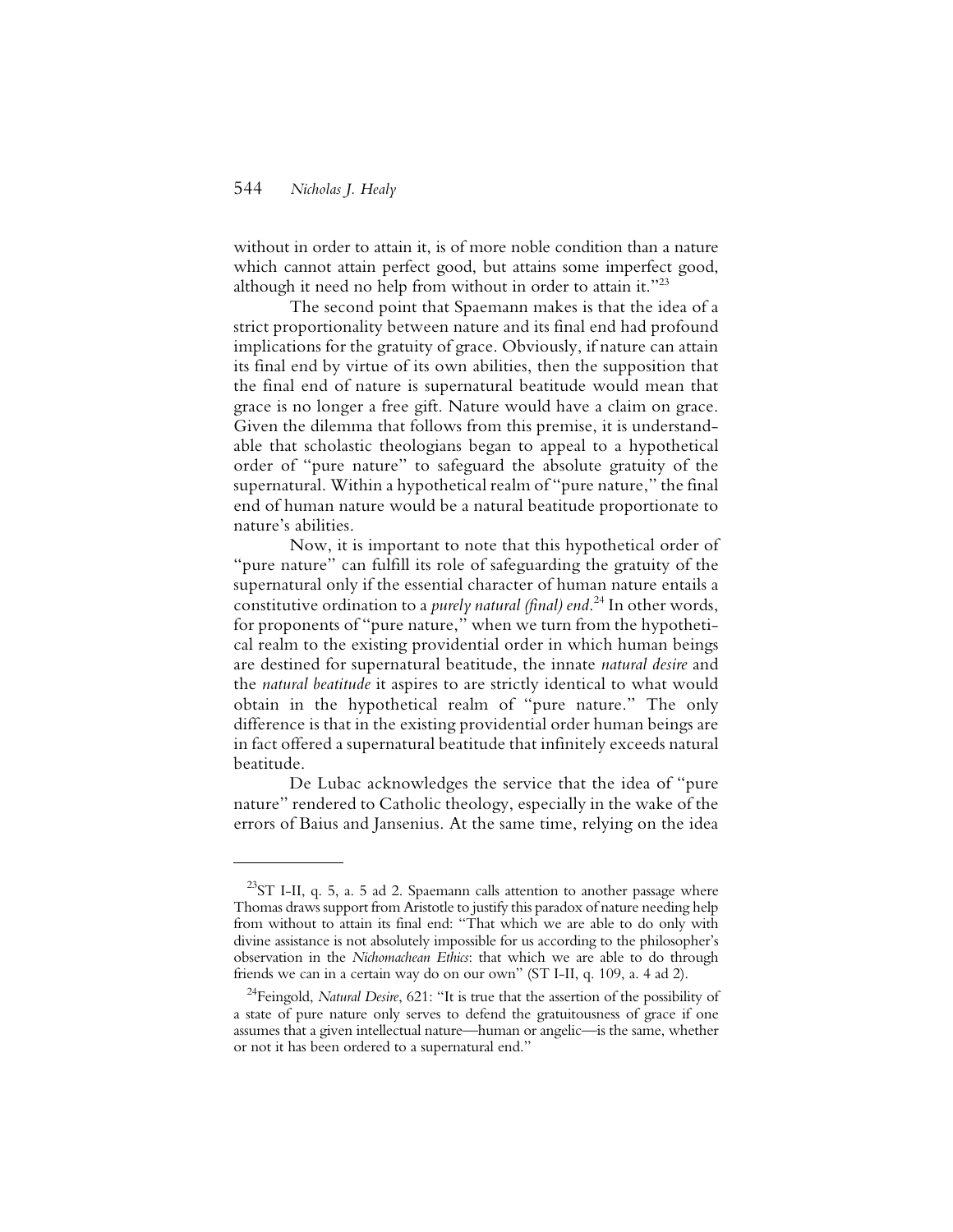without in order to attain it, is of more noble condition than a nature which cannot attain perfect good, but attains some imperfect good, although it need no help from without in order to attain it."[23]

The second point that Spaemann makes is that the idea of a strict proportionality between nature and its final end had profound implications for the gratuity of grace. Obviously, if nature can attain its final end by virtue of its own abilities, then the supposition that the final end of nature is supernatural beatitude would mean that grace is no longer a free gift. Nature would have a claim on grace. Given the dilemma that follows from this premise, it is understandable that scholastic theologians began to appeal to a hypothetical order of "pure nature" to safeguard the absolute gratuity of the supernatural. Within a hypothetical realm of "pure nature," the final end of human nature would be a natural beatitude proportionate to nature's abilities.

Now, it is important to note that this hypothetical order of "pure nature" can fulfill its role of safeguarding the gratuity of the supernatural only if the essential character of human nature entails a constitutive ordination to a *purely natural (final) end*.[24] In other words, for proponents of "pure nature," when we turn from the hypothetical realm to the existing providential order in which human beings are destined for supernatural beatitude, the innate *natural desire* and the *natural beatitude* it aspires to are strictly identical to what would obtain in the hypothetical realm of "pure nature." The only difference is that in the existing providential order human beings are in fact offered a supernatural beatitude that infinitely exceeds natural beatitude.

De Lubac acknowledges the service that the idea of "pure nature" rendered to Catholic theology, especially in the wake of the errors of Baius and Jansenius. At the same time, relying on the idea

---

[23] ST I-II, q. 5, a. 5 ad 2. Spaemann calls attention to another passage where Thomas draws support from Aristotle to justify this paradox of nature needing help from without to attain its final end: "That which we are able to do only with divine assistance is not absolutely impossible for us according to the philosopher's observation in the *Nichomachean Ethics*: that which we are able to do through friends we can in a certain way do on our own" (ST I-II, q. 109, a. 4 ad 2).

[24] Feingold, *Natural Desire*, 621: "It is true that the assertion of the possibility of a state of pure nature only serves to defend the gratuitousness of grace if one assumes that a given intellectual nature—human or angelic—is the same, whether or not it has been ordered to a supernatural end."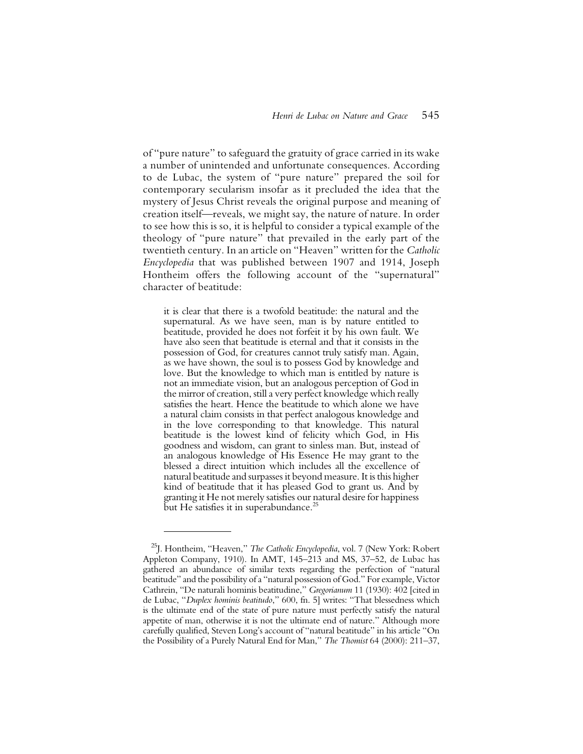of "pure nature" to safeguard the gratuity of grace carried in its wake a number of unintended and unfortunate consequences. According to de Lubac, the system of "pure nature" prepared the soil for contemporary secularism insofar as it precluded the idea that the mystery of Jesus Christ reveals the original purpose and meaning of creation itself—reveals, we might say, the nature of nature. In order to see how this is so, it is helpful to consider a typical example of the theology of "pure nature" that prevailed in the early part of the twentieth century. In an article on "Heaven" written for the *Catholic Encyclopedia* that was published between 1907 and 1914, Joseph Hontheim offers the following account of the "supernatural" character of beatitude:

> it is clear that there is a twofold beatitude: the natural and the supernatural. As we have seen, man is by nature entitled to beatitude, provided he does not forfeit it by his own fault. We have also seen that beatitude is eternal and that it consists in the possession of God, for creatures cannot truly satisfy man. Again, as we have shown, the soul is to possess God by knowledge and love. But the knowledge to which man is entitled by nature is not an immediate vision, but an analogous perception of God in the mirror of creation, still a very perfect knowledge which really satisfies the heart. Hence the beatitude to which alone we have a natural claim consists in that perfect analogous knowledge and in the love corresponding to that knowledge. This natural beatitude is the lowest kind of felicity which God, in His goodness and wisdom, can grant to sinless man. But, instead of an analogous knowledge of His Essence He may grant to the blessed a direct intuition which includes all the excellence of natural beatitude and surpasses it beyond measure. It is this higher kind of beatitude that it has pleased God to grant us. And by granting it He not merely satisfies our natural desire for happiness but He satisfies it in superabundance.[25]

---

[25]J. Hontheim, "Heaven," *The Catholic Encyclopedia*, vol. 7 (New York: Robert Appleton Company, 1910). In AMT, 145–213 and MS, 37–52, de Lubac has gathered an abundance of similar texts regarding the perfection of "natural beatitude" and the possibility of a "natural possession of God." For example, Victor Cathrein, "De naturali hominis beatitudine," *Gregorianum* 11 (1930): 402 [cited in de Lubac, "*Duplex hominis beatitudo*," 600, fn. 5] writes: "That blessedness which is the ultimate end of the state of pure nature must perfectly satisfy the natural appetite of man, otherwise it is not the ultimate end of nature." Although more carefully qualified, Steven Long's account of "natural beatitude" in his article "On the Possibility of a Purely Natural End for Man," *The Thomist* 64 (2000): 211–37,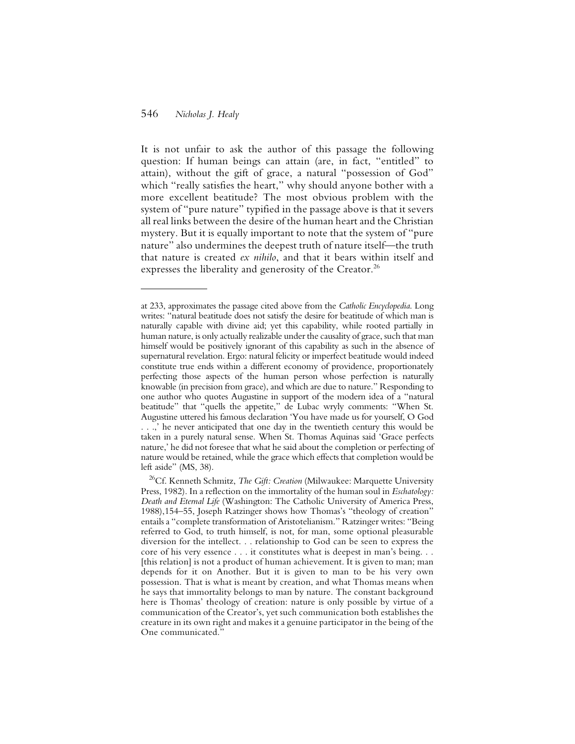It is not unfair to ask the author of this passage the following question: If human beings can attain (are, in fact, "entitled" to attain), without the gift of grace, a natural "possession of God" which "really satisfies the heart," why should anyone bother with a more excellent beatitude? The most obvious problem with the system of "pure nature" typified in the passage above is that it severs all real links between the desire of the human heart and the Christian mystery. But it is equally important to note that the system of "pure nature" also undermines the deepest truth of nature itself—the truth that nature is created *ex nihilo*, and that it bears within itself and expresses the liberality and generosity of the Creator.[26]

---

at 233, approximates the passage cited above from the *Catholic Encyclopedia*. Long writes: "natural beatitude does not satisfy the desire for beatitude of which man is naturally capable with divine aid; yet this capability, while rooted partially in human nature, is only actually realizable under the causality of grace, such that man himself would be positively ignorant of this capability as such in the absence of supernatural revelation. Ergo: natural felicity or imperfect beatitude would indeed constitute true ends within a different economy of providence, proportionately perfecting those aspects of the human person whose perfection is naturally knowable (in precision from grace), and which are due to nature." Responding to one author who quotes Augustine in support of the modern idea of a "natural beatitude" that "quells the appetite," de Lubac wryly comments: "When St. Augustine uttered his famous declaration 'You have made us for yourself, O God . . .,' he never anticipated that one day in the twentieth century this would be taken in a purely natural sense. When St. Thomas Aquinas said 'Grace perfects nature,' he did not foresee that what he said about the completion or perfecting of nature would be retained, while the grace which effects that completion would be left aside" (MS, 38).

[26] Cf. Kenneth Schmitz, *The Gift: Creation* (Milwaukee: Marquette University Press, 1982). In a reflection on the immortality of the human soul in *Eschatology: Death and Eternal Life* (Washington: The Catholic University of America Press, 1988),154–55, Joseph Ratzinger shows how Thomas's "theology of creation" entails a "complete transformation of Aristotelianism." Ratzinger writes: "Being referred to God, to truth himself, is not, for man, some optional pleasurable diversion for the intellect. . . relationship to God can be seen to express the core of his very essence . . . it constitutes what is deepest in man's being. . . [this relation] is not a product of human achievement. It is given to man; man depends for it on Another. But it is given to man to be his very own possession. That is what is meant by creation, and what Thomas means when he says that immortality belongs to man by nature. The constant background here is Thomas' theology of creation: nature is only possible by virtue of a communication of the Creator's, yet such communication both establishes the creature in its own right and makes it a genuine participator in the being of the One communicated."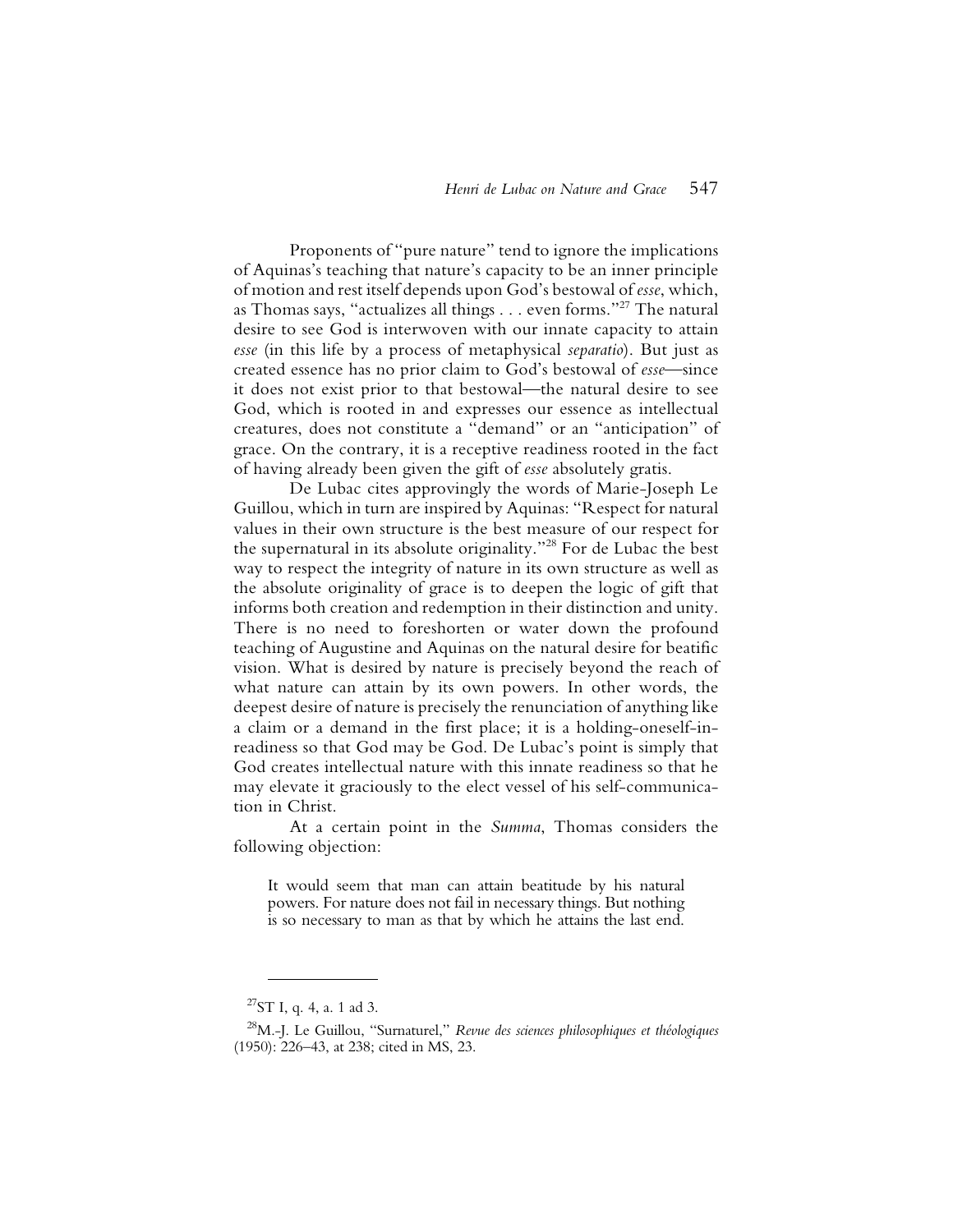Proponents of "pure nature" tend to ignore the implications of Aquinas's teaching that nature's capacity to be an inner principle of motion and rest itself depends upon God's bestowal of *esse*, which, as Thomas says, "actualizes all things . . . even forms."[27] The natural desire to see God is interwoven with our innate capacity to attain *esse* (in this life by a process of metaphysical *separatio*). But just as created essence has no prior claim to God's bestowal of *esse*—since it does not exist prior to that bestowal—the natural desire to see God, which is rooted in and expresses our essence as intellectual creatures, does not constitute a "demand" or an "anticipation" of grace. On the contrary, it is a receptive readiness rooted in the fact of having already been given the gift of *esse* absolutely gratis.

De Lubac cites approvingly the words of Marie-Joseph Le Guillou, which in turn are inspired by Aquinas: "Respect for natural values in their own structure is the best measure of our respect for the supernatural in its absolute originality."[28] For de Lubac the best way to respect the integrity of nature in its own structure as well as the absolute originality of grace is to deepen the logic of gift that informs both creation and redemption in their distinction and unity. There is no need to foreshorten or water down the profound teaching of Augustine and Aquinas on the natural desire for beatific vision. What is desired by nature is precisely beyond the reach of what nature can attain by its own powers. In other words, the deepest desire of nature is precisely the renunciation of anything like a claim or a demand in the first place; it is a holding-oneself-in-readiness so that God may be God. De Lubac's point is simply that God creates intellectual nature with this innate readiness so that he may elevate it graciously to the elect vessel of his self-communication in Christ.

At a certain point in the *Summa*, Thomas considers the following objection:

> It would seem that man can attain beatitude by his natural powers. For nature does not fail in necessary things. But nothing is so necessary to man as that by which he attains the last end.

---

[27] ST I, q. 4, a. 1 ad 3.

[28] M.-J. Le Guillou, "Surnaturel," *Revue des sciences philosophiques et théologiques* (1950): 226–43, at 238; cited in MS, 23.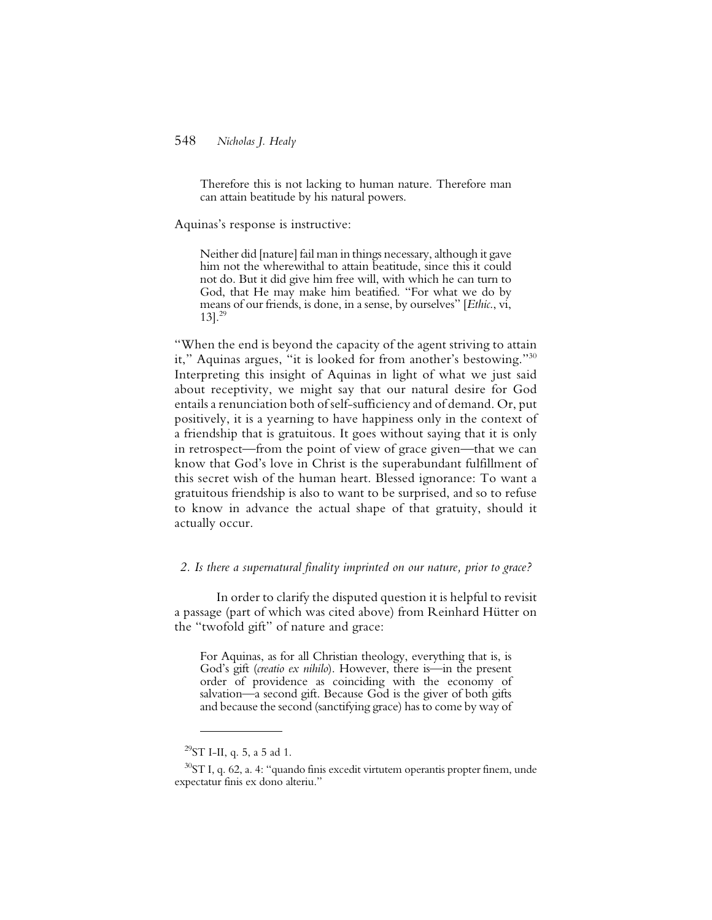> Therefore this is not lacking to human nature. Therefore man can attain beatitude by his natural powers.

Aquinas's response is instructive:

> Neither did [nature] fail man in things necessary, although it gave him not the wherewithal to attain beatitude, since this it could not do. But it did give him free will, with which he can turn to God, that He may make him beatified. "For what we do by means of our friends, is done, in a sense, by ourselves" [*Ethic.*, vi, 13].[29]

"When the end is beyond the capacity of the agent striving to attain it," Aquinas argues, "it is looked for from another's bestowing."[30] Interpreting this insight of Aquinas in light of what we just said about receptivity, we might say that our natural desire for God entails a renunciation both of self-sufficiency and of demand. Or, put positively, it is a yearning to have happiness only in the context of a friendship that is gratuitous. It goes without saying that it is only in retrospect—from the point of view of grace given—that we can know that God's love in Christ is the superabundant fulfillment of this secret wish of the human heart. Blessed ignorance: To want a gratuitous friendship is also to want to be surprised, and so to refuse to know in advance the actual shape of that gratuity, should it actually occur.

### *2. Is there a supernatural finality imprinted on our nature, prior to grace?*

In order to clarify the disputed question it is helpful to revisit a passage (part of which was cited above) from Reinhard Hütter on the "twofold gift" of nature and grace:

> For Aquinas, as for all Christian theology, everything that is, is God's gift (*creatio ex nihilo*). However, there is—in the present order of providence as coinciding with the economy of salvation—a second gift. Because God is the giver of both gifts and because the second (sanctifying grace) has to come by way of

---

[29] ST I-II, q. 5, a 5 ad 1.

[30] ST I, q. 62, a. 4: "quando finis excedit virtutem operantis propter finem, unde expectatur finis ex dono alteriu."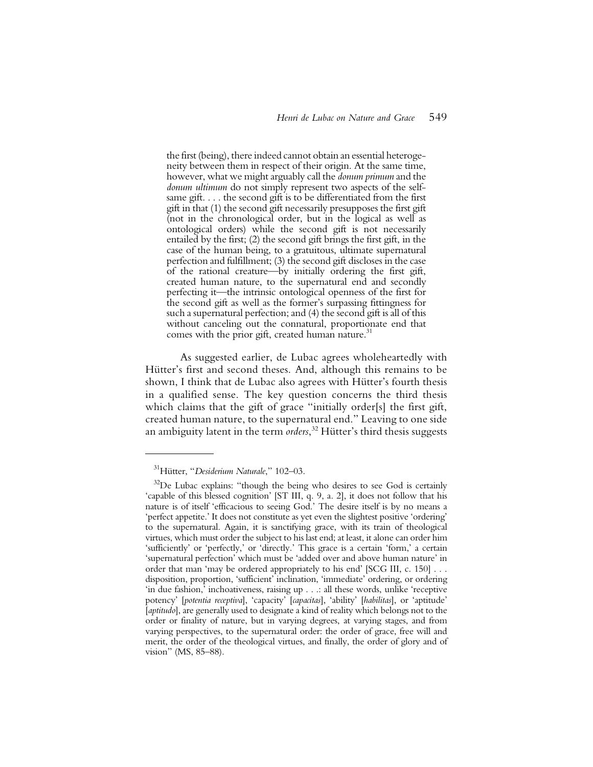> the first (being), there indeed cannot obtain an essential heterogeneity between them in respect of their origin. At the same time, however, what we might arguably call the *donum primum* and the *donum ultimum* do not simply represent two aspects of the selfsame gift. . . . the second gift is to be differentiated from the first gift in that (1) the second gift necessarily presupposes the first gift (not in the chronological order, but in the logical as well as ontological orders) while the second gift is not necessarily entailed by the first; (2) the second gift brings the first gift, in the case of the human being, to a gratuitous, ultimate supernatural perfection and fulfillment; (3) the second gift discloses in the case of the rational creature—by initially ordering the first gift, created human nature, to the supernatural end and secondly perfecting it—the intrinsic ontological openness of the first for the second gift as well as the former's surpassing fittingness for such a supernatural perfection; and (4) the second gift is all of this without canceling out the connatural, proportionate end that comes with the prior gift, created human nature.[31]

As suggested earlier, de Lubac agrees wholeheartedly with Hütter's first and second theses. And, although this remains to be shown, I think that de Lubac also agrees with Hütter's fourth thesis in a qualified sense. The key question concerns the third thesis which claims that the gift of grace "initially order[s] the first gift, created human nature, to the supernatural end." Leaving to one side an ambiguity latent in the term *orders*,[32] Hütter's third thesis suggests

---

[31]Hütter, "*Desiderium Naturale*," 102–03.

[32]De Lubac explains: "though the being who desires to see God is certainly 'capable of this blessed cognition' [ST III, q. 9, a. 2], it does not follow that his nature is of itself 'efficacious to seeing God.' The desire itself is by no means a 'perfect appetite.' It does not constitute as yet even the slightest positive 'ordering' to the supernatural. Again, it is sanctifying grace, with its train of theological virtues, which must order the subject to his last end; at least, it alone can order him 'sufficiently' or 'perfectly,' or 'directly.' This grace is a certain 'form,' a certain 'supernatural perfection' which must be 'added over and above human nature' in order that man 'may be ordered appropriately to his end' [SCG III, c. 150] . . . disposition, proportion, 'sufficient' inclination, 'immediate' ordering, or ordering 'in due fashion,' inchoativeness, raising up . . .: all these words, unlike 'receptive potency' [*potentia receptiva*], 'capacity' [*capacitas*], 'ability' [*habilitas*], or 'aptitude' [*aptitudo*], are generally used to designate a kind of reality which belongs not to the order or finality of nature, but in varying degrees, at varying stages, and from varying perspectives, to the supernatural order: the order of grace, free will and merit, the order of the theological virtues, and finally, the order of glory and of vision" (MS, 85–88).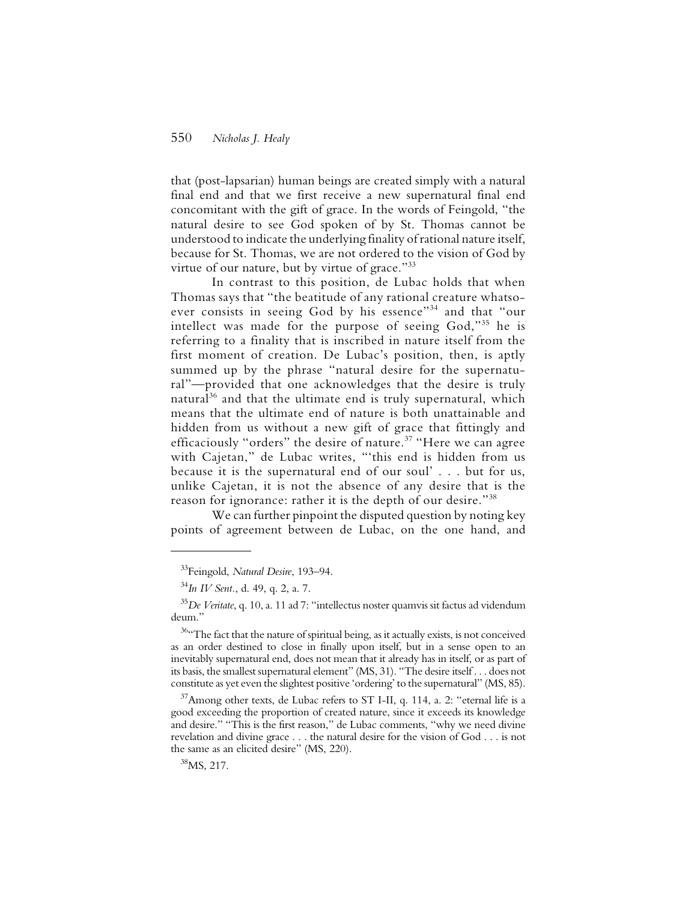that (post-lapsarian) human beings are created simply with a natural final end and that we first receive a new supernatural final end concomitant with the gift of grace. In the words of Feingold, "the natural desire to see God spoken of by St. Thomas cannot be understood to indicate the underlying finality of rational nature itself, because for St. Thomas, we are not ordered to the vision of God by virtue of our nature, but by virtue of grace."[33]

In contrast to this position, de Lubac holds that when Thomas says that "the beatitude of any rational creature whatsoever consists in seeing God by his essence"[34] and that "our intellect was made for the purpose of seeing God,"[35] he is referring to a finality that is inscribed in nature itself from the first moment of creation. De Lubac's position, then, is aptly summed up by the phrase "natural desire for the supernatural"—provided that one acknowledges that the desire is truly natural[36] and that the ultimate end is truly supernatural, which means that the ultimate end of nature is both unattainable and hidden from us without a new gift of grace that fittingly and efficaciously "orders" the desire of nature.[37] "Here we can agree with Cajetan," de Lubac writes, "'this end is hidden from us because it is the supernatural end of our soul' . . . but for us, unlike Cajetan, it is not the absence of any desire that is the reason for ignorance: rather it is the depth of our desire."[38]

We can further pinpoint the disputed question by noting key points of agreement between de Lubac, on the one hand, and

---

[33]Feingold, *Natural Desire*, 193–94.

[34]*In IV Sent*., d. 49, q. 2, a. 7.

[35]*De Veritate*, q. 10, a. 11 ad 7: "intellectus noster quamvis sit factus ad videndum deum."

[36]"The fact that the nature of spiritual being, as it actually exists, is not conceived as an order destined to close in finally upon itself, but in a sense open to an inevitably supernatural end, does not mean that it already has in itself, or as part of its basis, the smallest supernatural element" (MS, 31). "The desire itself . . . does not constitute as yet even the slightest positive 'ordering' to the supernatural" (MS, 85).

[37]Among other texts, de Lubac refers to ST I-II, q. 114, a. 2: "eternal life is a good exceeding the proportion of created nature, since it exceeds its knowledge and desire." "This is the first reason," de Lubac comments, "why we need divine revelation and divine grace . . . the natural desire for the vision of God . . . is not the same as an elicited desire" (MS, 220).

[38]MS, 217.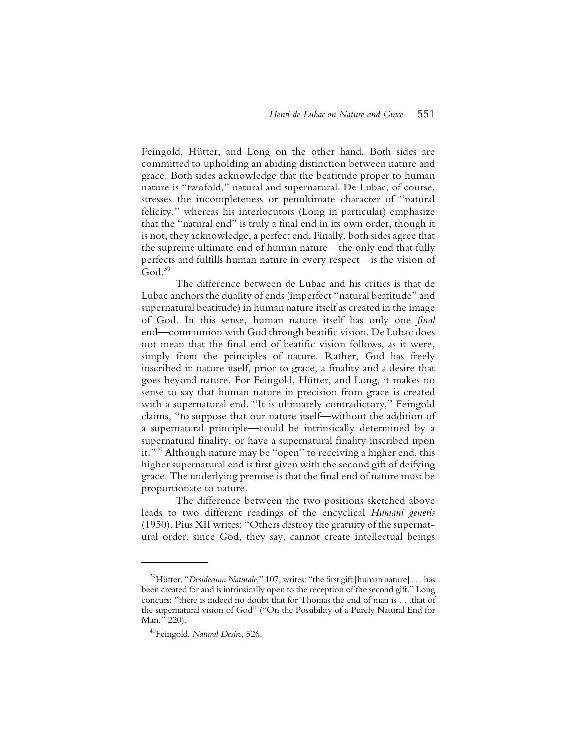Feingold, Hütter, and Long on the other hand. Both sides are committed to upholding an abiding distinction between nature and grace. Both sides acknowledge that the beatitude proper to human nature is "twofold," natural and supernatural. De Lubac, of course, stresses the incompleteness or penultimate character of "natural felicity," whereas his interlocutors (Long in particular) emphasize that the "natural end" is truly a final end in its own order, though it is not, they acknowledge, a perfect end. Finally, both sides agree that the supreme ultimate end of human nature—the only end that fully perfects and fulfills human nature in every respect—is the vision of God.[39]

The difference between de Lubac and his critics is that de Lubac anchors the duality of ends (imperfect "natural beatitude" and supernatural beatitude) in human nature itself as created in the image of God. In this sense, human nature itself has only one *final* end—communion with God through beatific vision. De Lubac does not mean that the final end of beatific vision follows, as it were, simply from the principles of nature. Rather, God has freely inscribed in nature itself, prior to grace, a finality and a desire that goes beyond nature. For Feingold, Hütter, and Long, it makes no sense to say that human nature in precision from grace is created with a supernatural end. "It is ultimately contradictory," Feingold claims, "to suppose that our nature itself—without the addition of a supernatural principle—could be intrinsically determined by a supernatural finality, or have a supernatural finality inscribed upon it."[40] Although nature may be "open" to receiving a higher end, this higher supernatural end is first given with the second gift of deifying grace. The underlying premise is that the final end of nature must be proportionate to nature.

The difference between the two positions sketched above leads to two different readings of the encyclical *Humani generis* (1950). Pius XII writes: "Others destroy the gratuity of the supernatural order, since God, they say, cannot create intellectual beings

---

[39] Hütter, "*Desiderium Naturale*," 107, writes: "the first gift [human nature] . . . has been created for and is intrinsically open to the reception of the second gift." Long concurs: "there is indeed no doubt that for Thomas the end of man is . . .that of the supernatural vision of God" ("On the Possibility of a Purely Natural End for Man," 220).

[40] Feingold, *Natural Desire*, 526.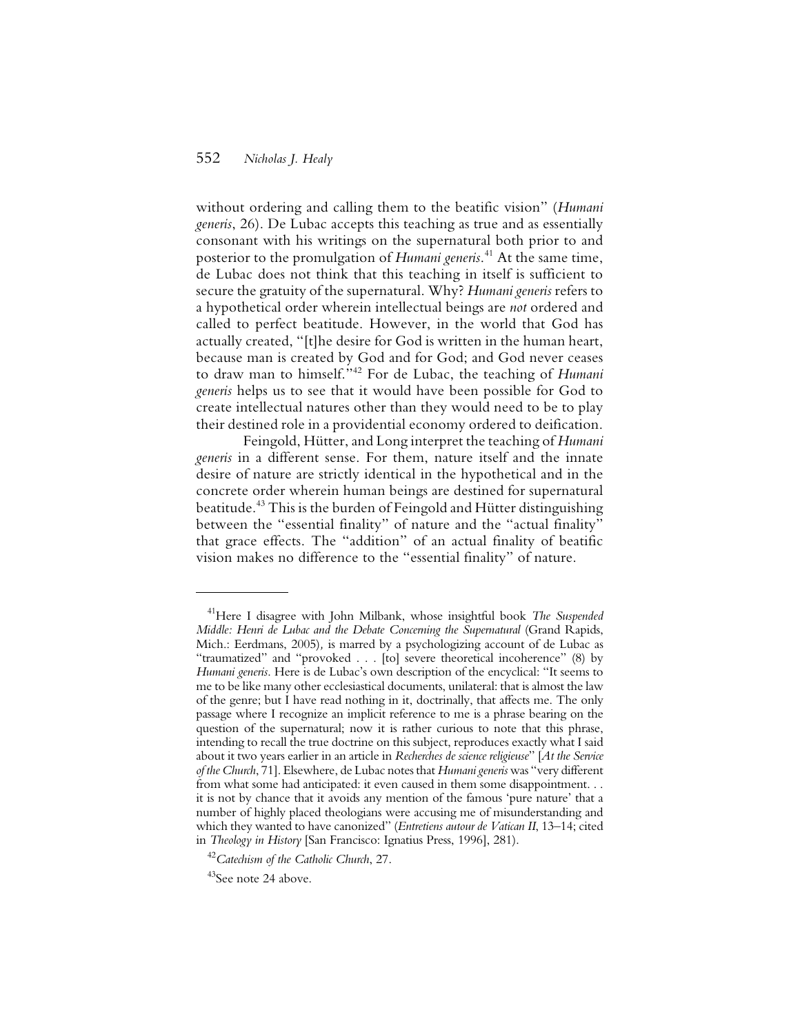without ordering and calling them to the beatific vision" (*Humani generis*, 26). De Lubac accepts this teaching as true and as essentially consonant with his writings on the supernatural both prior to and posterior to the promulgation of *Humani generis*.[41] At the same time, de Lubac does not think that this teaching in itself is sufficient to secure the gratuity of the supernatural. Why? *Humani generis* refers to a hypothetical order wherein intellectual beings are *not* ordered and called to perfect beatitude. However, in the world that God has actually created, "[t]he desire for God is written in the human heart, because man is created by God and for God; and God never ceases to draw man to himself."[42] For de Lubac, the teaching of *Humani generis* helps us to see that it would have been possible for God to create intellectual natures other than they would need to be to play their destined role in a providential economy ordered to deification.

Feingold, Hütter, and Long interpret the teaching of *Humani generis* in a different sense. For them, nature itself and the innate desire of nature are strictly identical in the hypothetical and in the concrete order wherein human beings are destined for supernatural beatitude.[43] This is the burden of Feingold and Hütter distinguishing between the "essential finality" of nature and the "actual finality" that grace effects. The "addition" of an actual finality of beatific vision makes no difference to the "essential finality" of nature.

---

[41]Here I disagree with John Milbank, whose insightful book *The Suspended Middle: Henri de Lubac and the Debate Concerning the Supernatural* (Grand Rapids, Mich.: Eerdmans, 2005), is marred by a psychologizing account of de Lubac as "traumatized" and "provoked . . . [to] severe theoretical incoherence" (8) by *Humani generis*. Here is de Lubac's own description of the encyclical: "It seems to me to be like many other ecclesiastical documents, unilateral: that is almost the law of the genre; but I have read nothing in it, doctrinally, that affects me. The only passage where I recognize an implicit reference to me is a phrase bearing on the question of the supernatural; now it is rather curious to note that this phrase, intending to recall the true doctrine on this subject, reproduces exactly what I said about it two years earlier in an article in *Recherches de science religieuse*" [*At the Service of the Church*, 71]. Elsewhere, de Lubac notes that *Humani generis* was "very different from what some had anticipated: it even caused in them some disappointment. . . it is not by chance that it avoids any mention of the famous 'pure nature' that a number of highly placed theologians were accusing me of misunderstanding and which they wanted to have canonized" (*Entretiens autour de Vatican II*, 13–14; cited in *Theology in History* [San Francisco: Ignatius Press, 1996], 281).

[42]*Catechism of the Catholic Church*, 27.

[43]See note 24 above.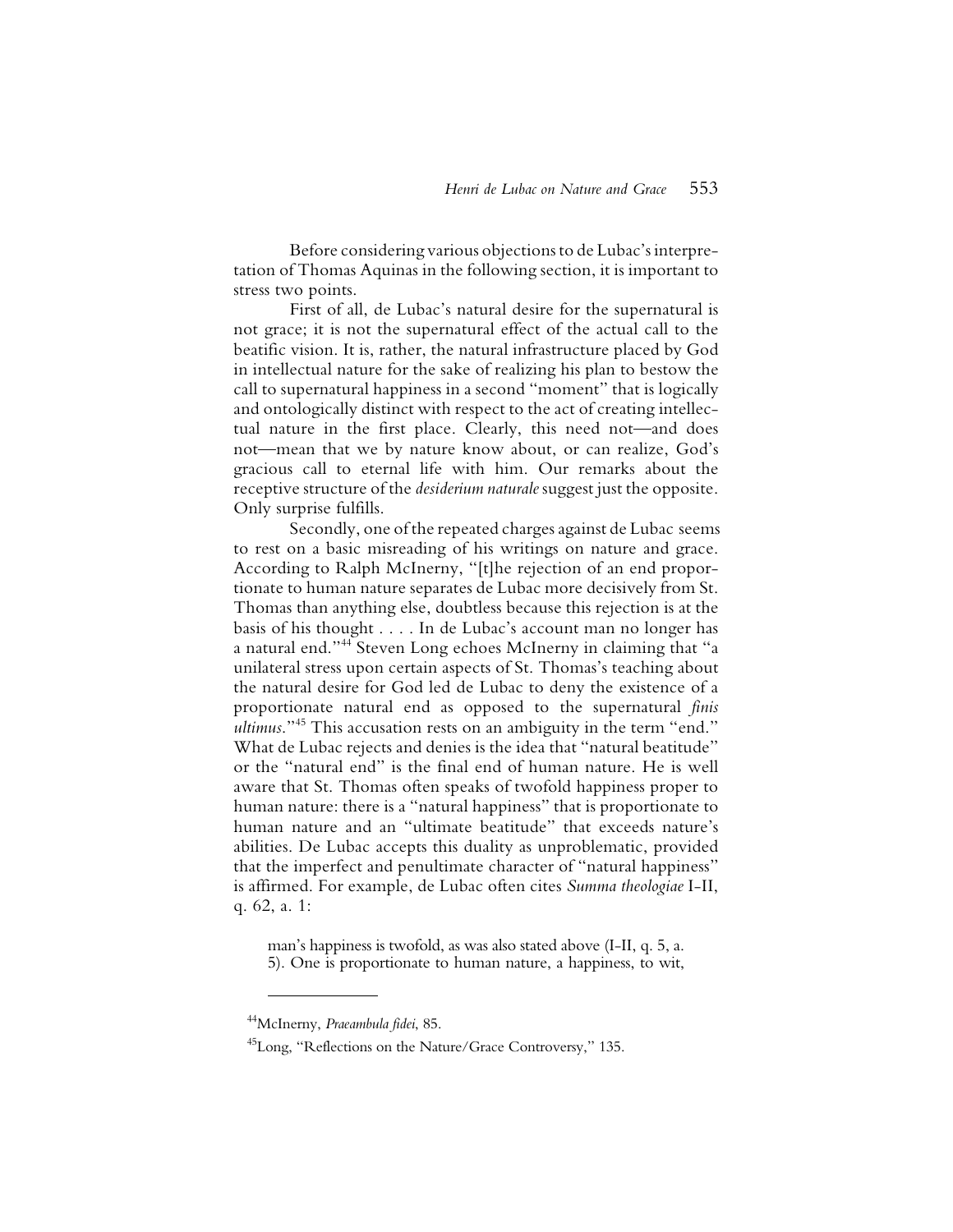Before considering various objections to de Lubac's interpretation of Thomas Aquinas in the following section, it is important to stress two points.

First of all, de Lubac's natural desire for the supernatural is not grace; it is not the supernatural effect of the actual call to the beatific vision. It is, rather, the natural infrastructure placed by God in intellectual nature for the sake of realizing his plan to bestow the call to supernatural happiness in a second "moment" that is logically and ontologically distinct with respect to the act of creating intellectual nature in the first place. Clearly, this need not—and does not—mean that we by nature know about, or can realize, God's gracious call to eternal life with him. Our remarks about the receptive structure of the *desiderium naturale* suggest just the opposite. Only surprise fulfills.

Secondly, one of the repeated charges against de Lubac seems to rest on a basic misreading of his writings on nature and grace. According to Ralph McInerny, "[t]he rejection of an end proportionate to human nature separates de Lubac more decisively from St. Thomas than anything else, doubtless because this rejection is at the basis of his thought . . . . In de Lubac's account man no longer has a natural end."[44] Steven Long echoes McInerny in claiming that "a unilateral stress upon certain aspects of St. Thomas's teaching about the natural desire for God led de Lubac to deny the existence of a proportionate natural end as opposed to the supernatural *finis ultimus*."[45] This accusation rests on an ambiguity in the term "end." What de Lubac rejects and denies is the idea that "natural beatitude" or the "natural end" is the final end of human nature. He is well aware that St. Thomas often speaks of twofold happiness proper to human nature: there is a "natural happiness" that is proportionate to human nature and an "ultimate beatitude" that exceeds nature's abilities. De Lubac accepts this duality as unproblematic, provided that the imperfect and penultimate character of "natural happiness" is affirmed. For example, de Lubac often cites *Summa theologiae* I-II, q. 62, a. 1:

> man's happiness is twofold, as was also stated above (I-II, q. 5, a. 5). One is proportionate to human nature, a happiness, to wit,

---

[44] McInerny, *Praeambula fidei*, 85.

[45] Long, "Reflections on the Nature/Grace Controversy," 135.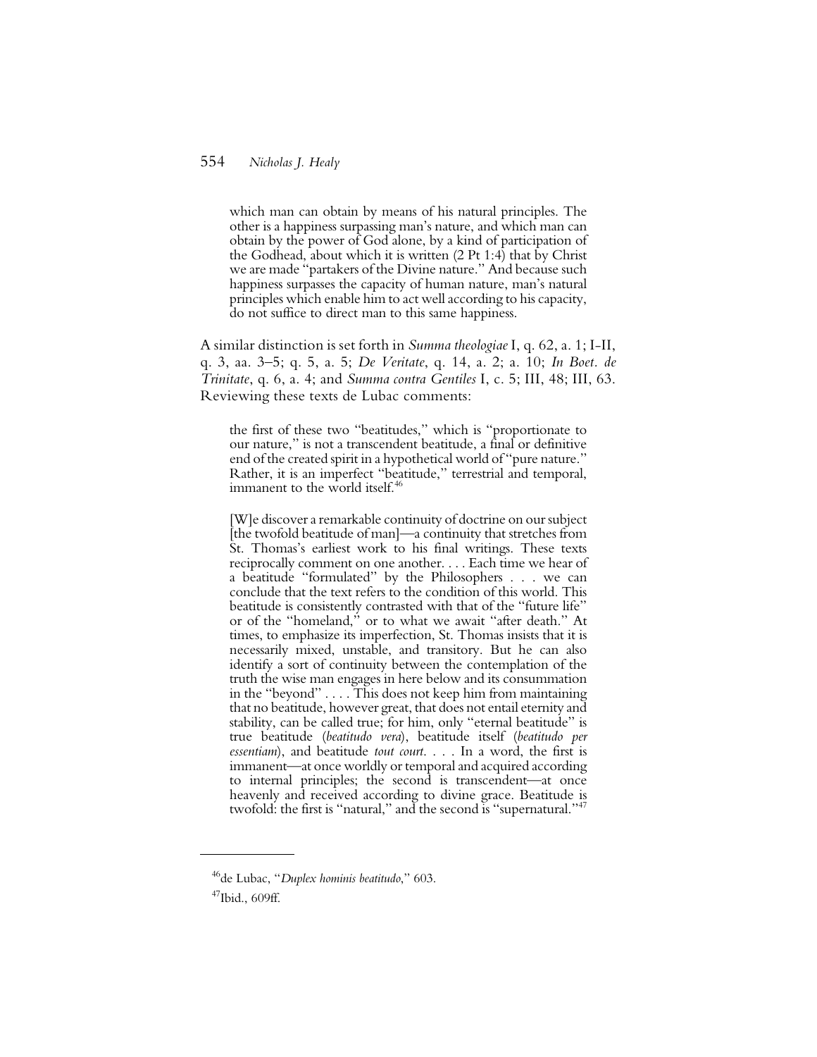> which man can obtain by means of his natural principles. The other is a happiness surpassing man's nature, and which man can obtain by the power of God alone, by a kind of participation of the Godhead, about which it is written (2 Pt 1:4) that by Christ we are made "partakers of the Divine nature." And because such happiness surpasses the capacity of human nature, man's natural principles which enable him to act well according to his capacity, do not suffice to direct man to this same happiness.

A similar distinction is set forth in *Summa theologiae* I, q. 62, a. 1; I-II, q. 3, aa. 3–5; q. 5, a. 5; *De Veritate*, q. 14, a. 2; a. 10; *In Boet. de Trinitate*, q. 6, a. 4; and *Summa contra Gentiles* I, c. 5; III, 48; III, 63. Reviewing these texts de Lubac comments:

> the first of these two "beatitudes," which is "proportionate to our nature," is not a transcendent beatitude, a final or definitive end of the created spirit in a hypothetical world of "pure nature." Rather, it is an imperfect "beatitude," terrestrial and temporal, immanent to the world itself.[46]

> [W]e discover a remarkable continuity of doctrine on our subject [the twofold beatitude of man]—a continuity that stretches from St. Thomas's earliest work to his final writings. These texts reciprocally comment on one another. . . . Each time we hear of a beatitude "formulated" by the Philosophers . . . we can conclude that the text refers to the condition of this world. This beatitude is consistently contrasted with that of the "future life" or of the "homeland," or to what we await "after death." At times, to emphasize its imperfection, St. Thomas insists that it is necessarily mixed, unstable, and transitory. But he can also identify a sort of continuity between the contemplation of the truth the wise man engages in here below and its consummation in the "beyond" . . . . This does not keep him from maintaining that no beatitude, however great, that does not entail eternity and stability, can be called true; for him, only "eternal beatitude" is true beatitude (*beatitudo vera*), beatitude itself (*beatitudo per essentiam*), and beatitude *tout court*. . . . In a word, the first is immanent—at once worldly or temporal and acquired according to internal principles; the second is transcendent—at once heavenly and received according to divine grace. Beatitude is twofold: the first is "natural," and the second is "supernatural."[47]

---

[46] de Lubac, "*Duplex hominis beatitudo*," 603.

[47] Ibid., 609ff.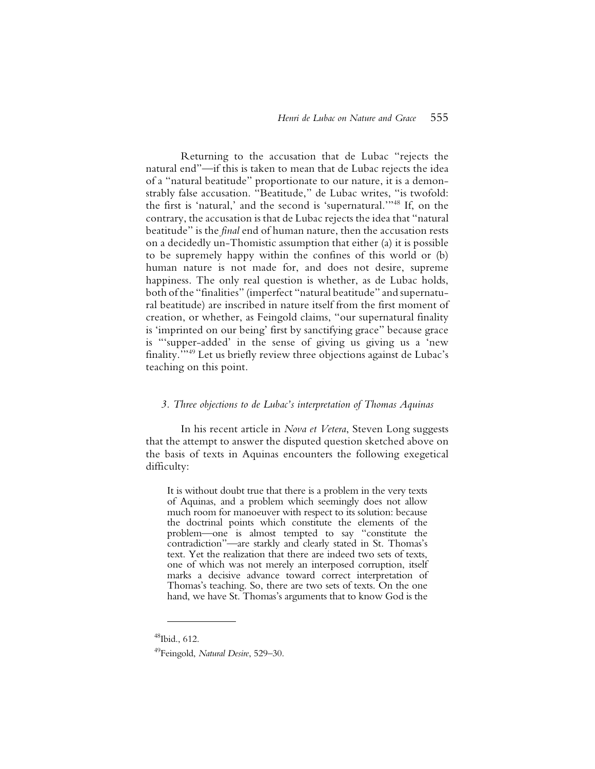Returning to the accusation that de Lubac "rejects the natural end"—if this is taken to mean that de Lubac rejects the idea of a "natural beatitude" proportionate to our nature, it is a demonstrably false accusation. "Beatitude," de Lubac writes, "is twofold: the first is 'natural,' and the second is 'supernatural.'"[48] If, on the contrary, the accusation is that de Lubac rejects the idea that "natural beatitude" is the *final* end of human nature, then the accusation rests on a decidedly un-Thomistic assumption that either (a) it is possible to be supremely happy within the confines of this world or (b) human nature is not made for, and does not desire, supreme happiness. The only real question is whether, as de Lubac holds, both of the "finalities" (imperfect "natural beatitude" and supernatural beatitude) are inscribed in nature itself from the first moment of creation, or whether, as Feingold claims, "our supernatural finality is 'imprinted on our being' first by sanctifying grace" because grace is "'supper-added' in the sense of giving us giving us a 'new finality.'"[49] Let us briefly review three objections against de Lubac's teaching on this point.

### *3. Three objections to de Lubac's interpretation of Thomas Aquinas*

In his recent article in *Nova et Vetera*, Steven Long suggests that the attempt to answer the disputed question sketched above on the basis of texts in Aquinas encounters the following exegetical difficulty:

> It is without doubt true that there is a problem in the very texts of Aquinas, and a problem which seemingly does not allow much room for manoeuver with respect to its solution: because the doctrinal points which constitute the elements of the problem—one is almost tempted to say "constitute the contradiction"—are starkly and clearly stated in St. Thomas's text. Yet the realization that there are indeed two sets of texts, one of which was not merely an interposed corruption, itself marks a decisive advance toward correct interpretation of Thomas's teaching. So, there are two sets of texts. On the one hand, we have St. Thomas's arguments that to know God is the

---

[48] Ibid., 612.

[49] Feingold, *Natural Desire*, 529–30.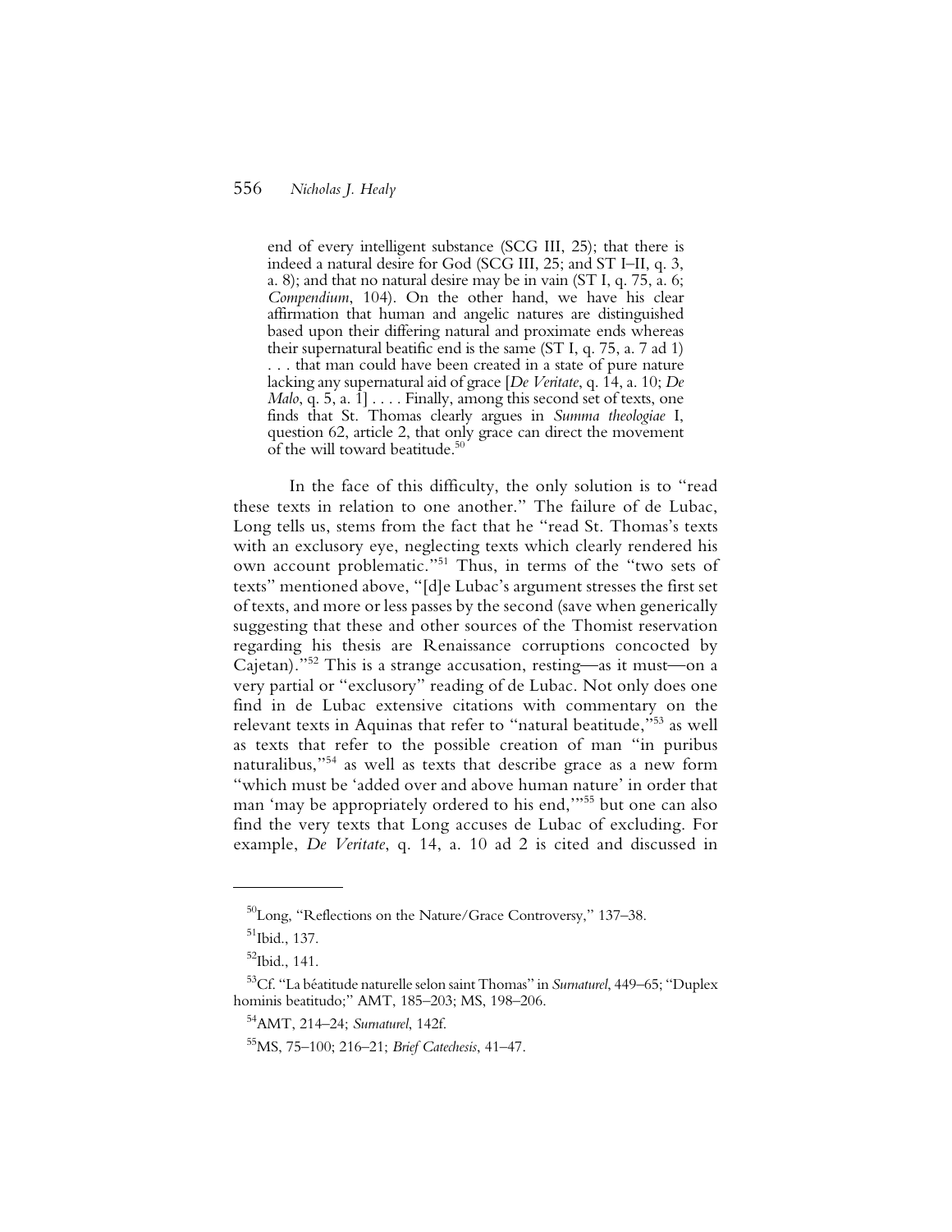> end of every intelligent substance (SCG III, 25); that there is indeed a natural desire for God (SCG III, 25; and ST I–II, q. 3, a. 8); and that no natural desire may be in vain (ST I, q. 75, a. 6; *Compendium*, 104). On the other hand, we have his clear affirmation that human and angelic natures are distinguished based upon their differing natural and proximate ends whereas their supernatural beatific end is the same (ST I, q. 75, a. 7 ad 1) . . . that man could have been created in a state of pure nature lacking any supernatural aid of grace [*De Veritate*, q. 14, a. 10; *De Malo*, q. 5, a. 1] . . . . Finally, among this second set of texts, one finds that St. Thomas clearly argues in *Summa theologiae* I, question 62, article 2, that only grace can direct the movement of the will toward beatitude.[50]

In the face of this difficulty, the only solution is to "read these texts in relation to one another." The failure of de Lubac, Long tells us, stems from the fact that he "read St. Thomas's texts with an exclusory eye, neglecting texts which clearly rendered his own account problematic."[51] Thus, in terms of the "two sets of texts" mentioned above, "[d]e Lubac's argument stresses the first set of texts, and more or less passes by the second (save when generically suggesting that these and other sources of the Thomist reservation regarding his thesis are Renaissance corruptions concocted by Cajetan)."[52] This is a strange accusation, resting—as it must—on a very partial or "exclusory" reading of de Lubac. Not only does one find in de Lubac extensive citations with commentary on the relevant texts in Aquinas that refer to "natural beatitude,"[53] as well as texts that refer to the possible creation of man "in puribus naturalibus,"[54] as well as texts that describe grace as a new form "which must be 'added over and above human nature' in order that man 'may be appropriately ordered to his end,'"[55] but one can also find the very texts that Long accuses de Lubac of excluding. For example, *De Veritate*, q. 14, a. 10 ad 2 is cited and discussed in

---

[50] Long, "Reflections on the Nature/Grace Controversy," 137–38.

[51] Ibid., 137.

[52] Ibid., 141.

[53] Cf. "La béatitude naturelle selon saint Thomas" in *Surnaturel*, 449–65; "Duplex hominis beatitudo;" AMT, 185–203; MS, 198–206.

[54] AMT, 214–24; *Surnaturel*, 142f.

[55] MS, 75–100; 216–21; *Brief Catechesis*, 41–47.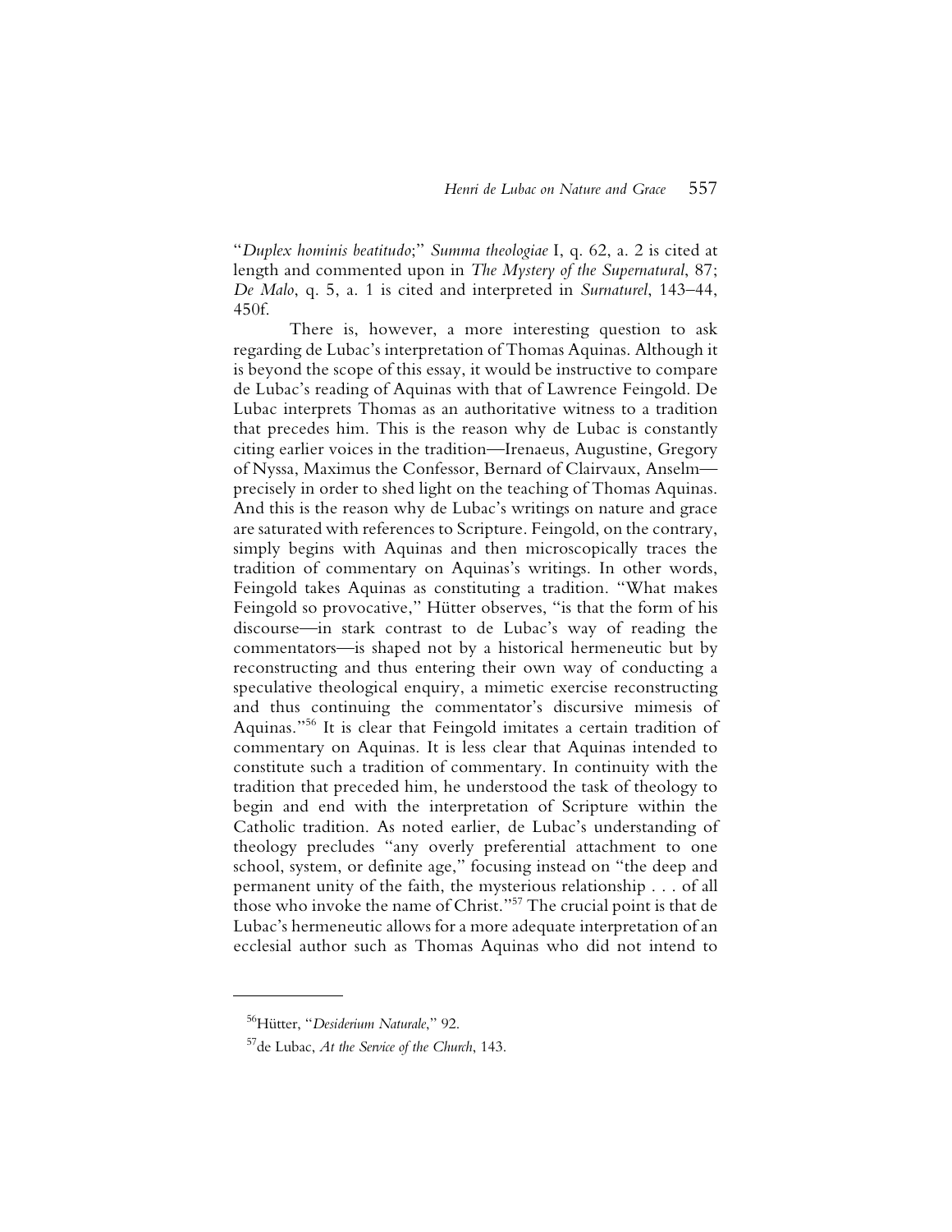"*Duplex hominis beatitudo*;" *Summa theologiae* I, q. 62, a. 2 is cited at length and commented upon in *The Mystery of the Supernatural*, 87; *De Malo*, q. 5, a. 1 is cited and interpreted in *Surnaturel*, 143–44, 450f.

There is, however, a more interesting question to ask regarding de Lubac's interpretation of Thomas Aquinas. Although it is beyond the scope of this essay, it would be instructive to compare de Lubac's reading of Aquinas with that of Lawrence Feingold. De Lubac interprets Thomas as an authoritative witness to a tradition that precedes him. This is the reason why de Lubac is constantly citing earlier voices in the tradition—Irenaeus, Augustine, Gregory of Nyssa, Maximus the Confessor, Bernard of Clairvaux, Anselm—precisely in order to shed light on the teaching of Thomas Aquinas. And this is the reason why de Lubac's writings on nature and grace are saturated with references to Scripture. Feingold, on the contrary, simply begins with Aquinas and then microscopically traces the tradition of commentary on Aquinas's writings. In other words, Feingold takes Aquinas as constituting a tradition. "What makes Feingold so provocative," Hütter observes, "is that the form of his discourse—in stark contrast to de Lubac's way of reading the commentators—is shaped not by a historical hermeneutic but by reconstructing and thus entering their own way of conducting a speculative theological enquiry, a mimetic exercise reconstructing and thus continuing the commentator's discursive mimesis of Aquinas."[56] It is clear that Feingold imitates a certain tradition of commentary on Aquinas. It is less clear that Aquinas intended to constitute such a tradition of commentary. In continuity with the tradition that preceded him, he understood the task of theology to begin and end with the interpretation of Scripture within the Catholic tradition. As noted earlier, de Lubac's understanding of theology precludes "any overly preferential attachment to one school, system, or definite age," focusing instead on "the deep and permanent unity of the faith, the mysterious relationship . . . of all those who invoke the name of Christ."[57] The crucial point is that de Lubac's hermeneutic allows for a more adequate interpretation of an ecclesial author such as Thomas Aquinas who did not intend to

[56] Hütter, "*Desiderium Naturale*," 92.

[57] de Lubac, *At the Service of the Church*, 143.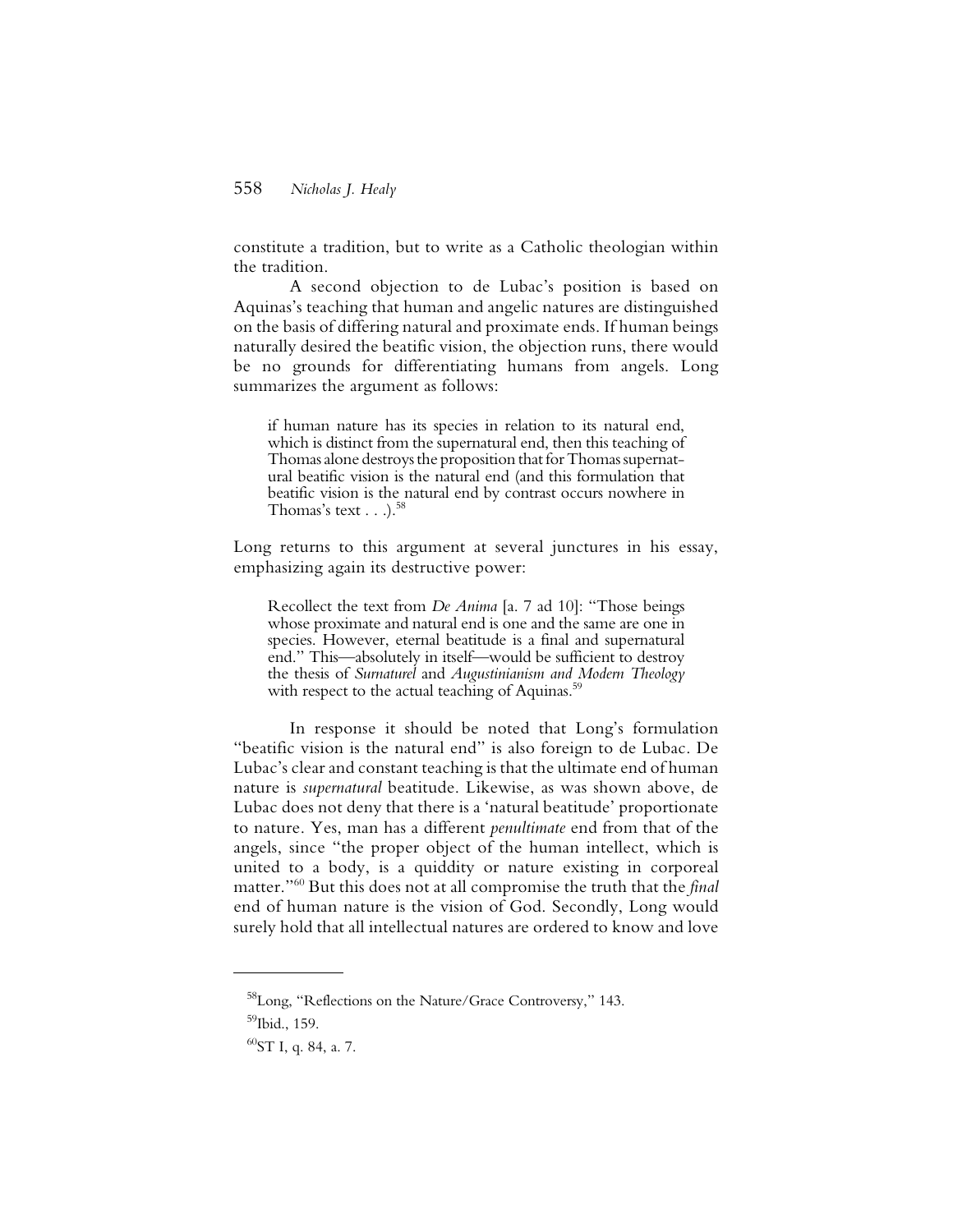constitute a tradition, but to write as a Catholic theologian within the tradition.

A second objection to de Lubac's position is based on Aquinas's teaching that human and angelic natures are distinguished on the basis of differing natural and proximate ends. If human beings naturally desired the beatific vision, the objection runs, there would be no grounds for differentiating humans from angels. Long summarizes the argument as follows:

> if human nature has its species in relation to its natural end, which is distinct from the supernatural end, then this teaching of Thomas alone destroys the proposition that for Thomas supernatural beatific vision is the natural end (and this formulation that beatific vision is the natural end by contrast occurs nowhere in Thomas's text . . .).[58]

Long returns to this argument at several junctures in his essay, emphasizing again its destructive power:

> Recollect the text from *De Anima* [a. 7 ad 10]: "Those beings whose proximate and natural end is one and the same are one in species. However, eternal beatitude is a final and supernatural end." This—absolutely in itself—would be sufficient to destroy the thesis of *Surnaturel* and *Augustinianism and Modern Theology* with respect to the actual teaching of Aquinas.[59]

In response it should be noted that Long's formulation "beatific vision is the natural end" is also foreign to de Lubac. De Lubac's clear and constant teaching is that the ultimate end of human nature is *supernatural* beatitude. Likewise, as was shown above, de Lubac does not deny that there is a 'natural beatitude' proportionate to nature. Yes, man has a different *penultimate* end from that of the angels, since "the proper object of the human intellect, which is united to a body, is a quiddity or nature existing in corporeal matter."[60] But this does not at all compromise the truth that the *final* end of human nature is the vision of God. Secondly, Long would surely hold that all intellectual natures are ordered to know and love

---

[58] Long, "Reflections on the Nature/Grace Controversy," 143.

[59] Ibid., 159.

[60] ST I, q. 84, a. 7.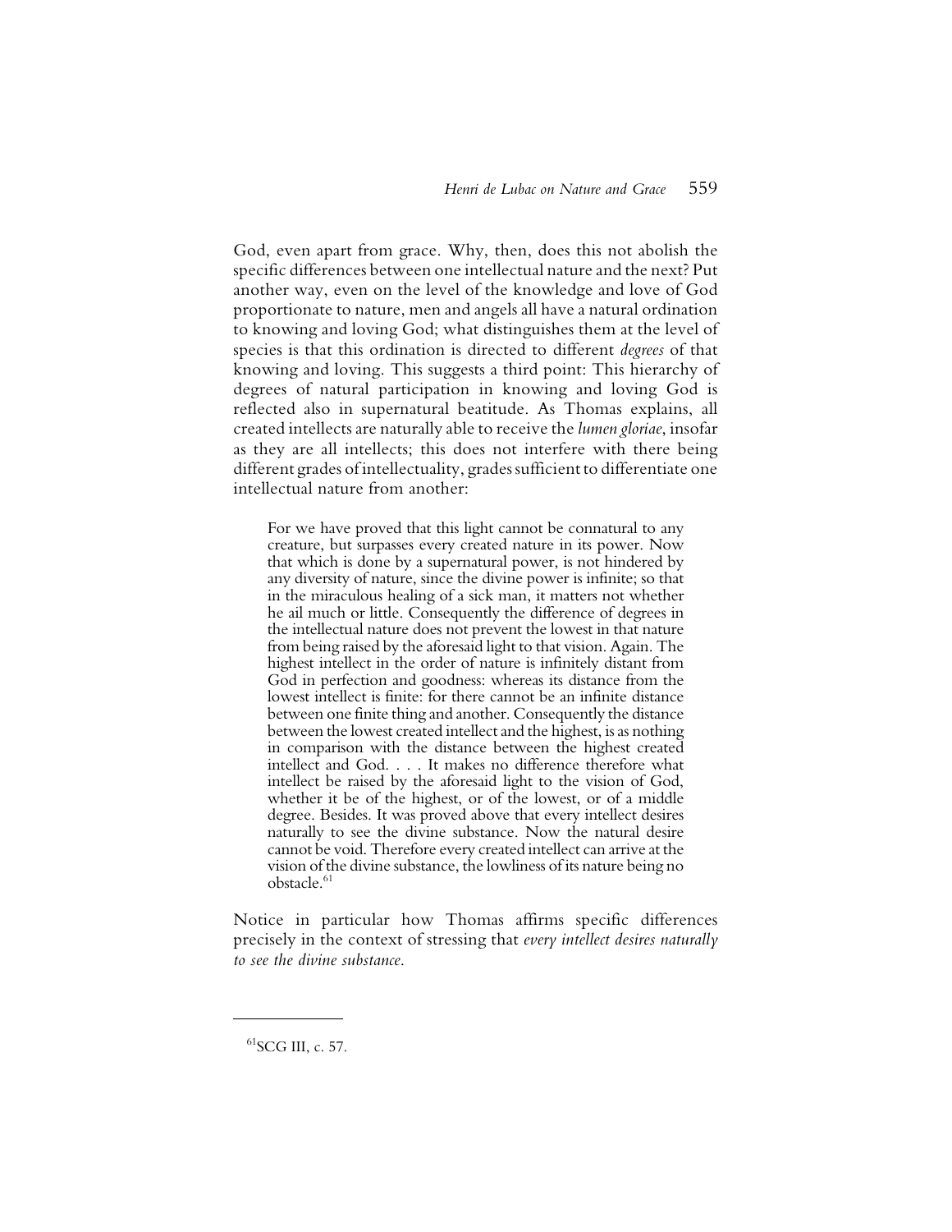God, even apart from grace. Why, then, does this not abolish the specific differences between one intellectual nature and the next? Put another way, even on the level of the knowledge and love of God proportionate to nature, men and angels all have a natural ordination to knowing and loving God; what distinguishes them at the level of species is that this ordination is directed to different *degrees* of that knowing and loving. This suggests a third point: This hierarchy of degrees of natural participation in knowing and loving God is reflected also in supernatural beatitude. As Thomas explains, all created intellects are naturally able to receive the *lumen gloriae*, insofar as they are all intellects; this does not interfere with there being different grades of intellectuality, grades sufficient to differentiate one intellectual nature from another:

> For we have proved that this light cannot be connatural to any creature, but surpasses every created nature in its power. Now that which is done by a supernatural power, is not hindered by any diversity of nature, since the divine power is infinite; so that in the miraculous healing of a sick man, it matters not whether he ail much or little. Consequently the difference of degrees in the intellectual nature does not prevent the lowest in that nature from being raised by the aforesaid light to that vision. Again. The highest intellect in the order of nature is infinitely distant from God in perfection and goodness: whereas its distance from the lowest intellect is finite: for there cannot be an infinite distance between one finite thing and another. Consequently the distance between the lowest created intellect and the highest, is as nothing in comparison with the distance between the highest created intellect and God. . . . It makes no difference therefore what intellect be raised by the aforesaid light to the vision of God, whether it be of the highest, or of the lowest, or of a middle degree. Besides. It was proved above that every intellect desires naturally to see the divine substance. Now the natural desire cannot be void. Therefore every created intellect can arrive at the vision of the divine substance, the lowliness of its nature being no obstacle.[61]

Notice in particular how Thomas affirms specific differences precisely in the context of stressing that *every intellect desires naturally to see the divine substance*.

---

[61] SCG III, c. 57.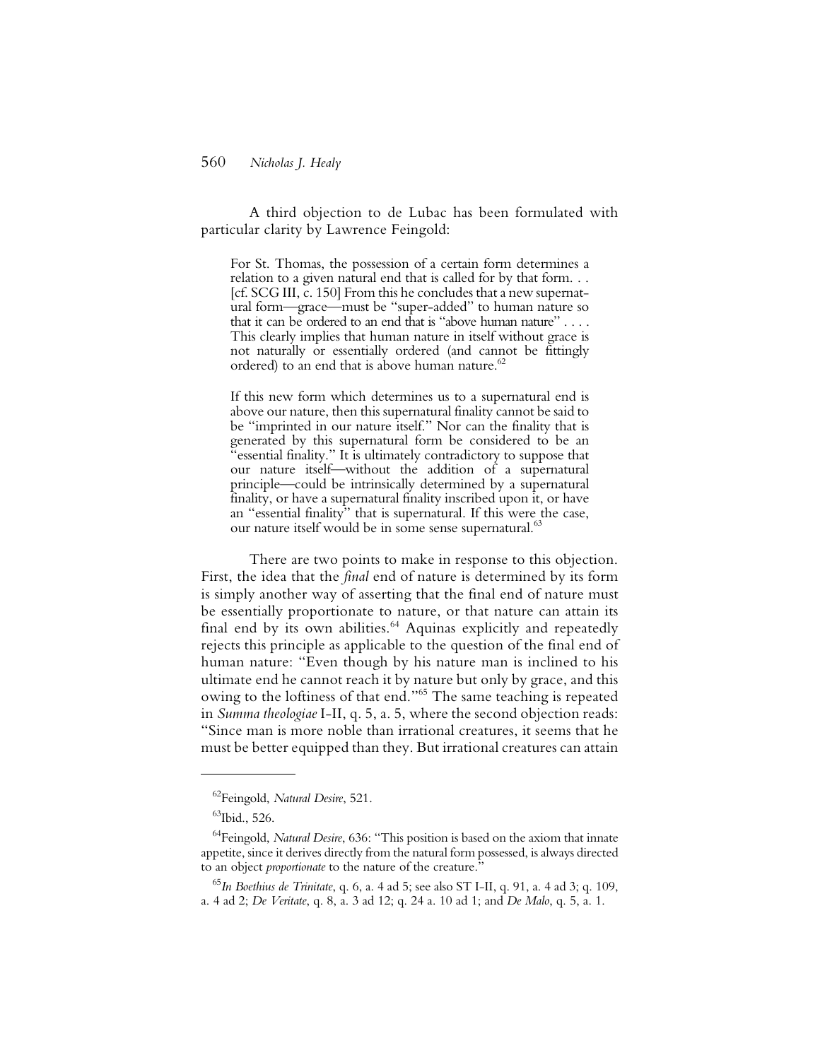A third objection to de Lubac has been formulated with particular clarity by Lawrence Feingold:

> For St. Thomas, the possession of a certain form determines a relation to a given natural end that is called for by that form. . . [cf. SCG III, c. 150] From this he concludes that a new supernatural form—grace—must be "super-added" to human nature so that it can be ordered to an end that is "above human nature" . . . . This clearly implies that human nature in itself without grace is not naturally or essentially ordered (and cannot be fittingly ordered) to an end that is above human nature.[62]
>
> If this new form which determines us to a supernatural end is above our nature, then this supernatural finality cannot be said to be "imprinted in our nature itself." Nor can the finality that is generated by this supernatural form be considered to be an "essential finality." It is ultimately contradictory to suppose that our nature itself—without the addition of a supernatural principle—could be intrinsically determined by a supernatural finality, or have a supernatural finality inscribed upon it, or have an "essential finality" that is supernatural. If this were the case, our nature itself would be in some sense supernatural.[63]

There are two points to make in response to this objection. First, the idea that the *final* end of nature is determined by its form is simply another way of asserting that the final end of nature must be essentially proportionate to nature, or that nature can attain its final end by its own abilities.[64] Aquinas explicitly and repeatedly rejects this principle as applicable to the question of the final end of human nature: "Even though by his nature man is inclined to his ultimate end he cannot reach it by nature but only by grace, and this owing to the loftiness of that end."[65] The same teaching is repeated in *Summa theologiae* I-II, q. 5, a. 5, where the second objection reads: "Since man is more noble than irrational creatures, it seems that he must be better equipped than they. But irrational creatures can attain

---

[62]Feingold, *Natural Desire*, 521.

[63]Ibid., 526.

[64]Feingold, *Natural Desire*, 636: "This position is based on the axiom that innate appetite, since it derives directly from the natural form possessed, is always directed to an object *proportionate* to the nature of the creature."

[65]*In Boethius de Trinitate*, q. 6, a. 4 ad 5; see also ST I-II, q. 91, a. 4 ad 3; q. 109, a. 4 ad 2; *De Veritate*, q. 8, a. 3 ad 12; q. 24 a. 10 ad 1; and *De Malo*, q. 5, a. 1.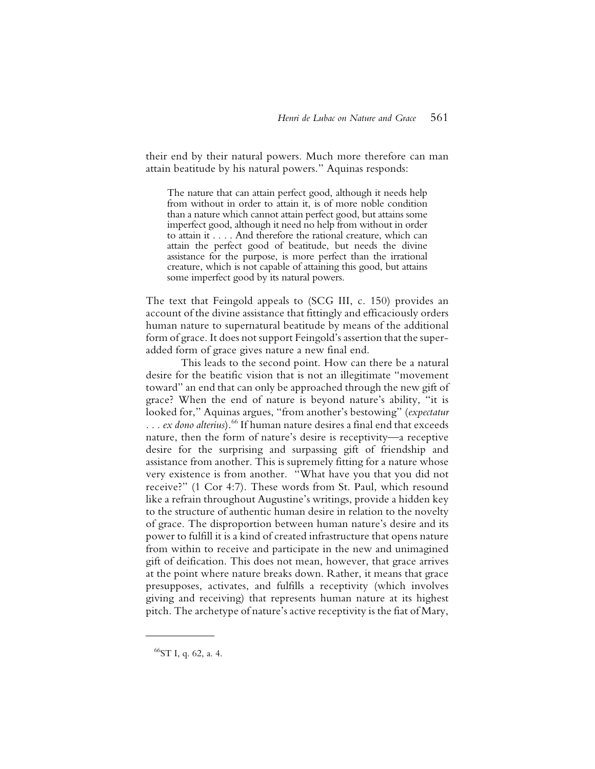their end by their natural powers. Much more therefore can man attain beatitude by his natural powers." Aquinas responds:

> The nature that can attain perfect good, although it needs help from without in order to attain it, is of more noble condition than a nature which cannot attain perfect good, but attains some imperfect good, although it need no help from without in order to attain it . . . . And therefore the rational creature, which can attain the perfect good of beatitude, but needs the divine assistance for the purpose, is more perfect than the irrational creature, which is not capable of attaining this good, but attains some imperfect good by its natural powers.

The text that Feingold appeals to (SCG III, c. 150) provides an account of the divine assistance that fittingly and efficaciously orders human nature to supernatural beatitude by means of the additional form of grace. It does not support Feingold's assertion that the superadded form of grace gives nature a new final end.

This leads to the second point. How can there be a natural desire for the beatific vision that is not an illegitimate "movement toward" an end that can only be approached through the new gift of grace? When the end of nature is beyond nature's ability, "it is looked for," Aquinas argues, "from another's bestowing" (*expectatur . . . ex dono alterius*).[66] If human nature desires a final end that exceeds nature, then the form of nature's desire is receptivity—a receptive desire for the surprising and surpassing gift of friendship and assistance from another. This is supremely fitting for a nature whose very existence is from another. "What have you that you did not receive?" (1 Cor 4:7). These words from St. Paul, which resound like a refrain throughout Augustine's writings, provide a hidden key to the structure of authentic human desire in relation to the novelty of grace. The disproportion between human nature's desire and its power to fulfill it is a kind of created infrastructure that opens nature from within to receive and participate in the new and unimagined gift of deification. This does not mean, however, that grace arrives at the point where nature breaks down. Rather, it means that grace presupposes, activates, and fulfills a receptivity (which involves giving and receiving) that represents human nature at its highest pitch. The archetype of nature's active receptivity is the fiat of Mary,

[66] ST I, q. 62, a. 4.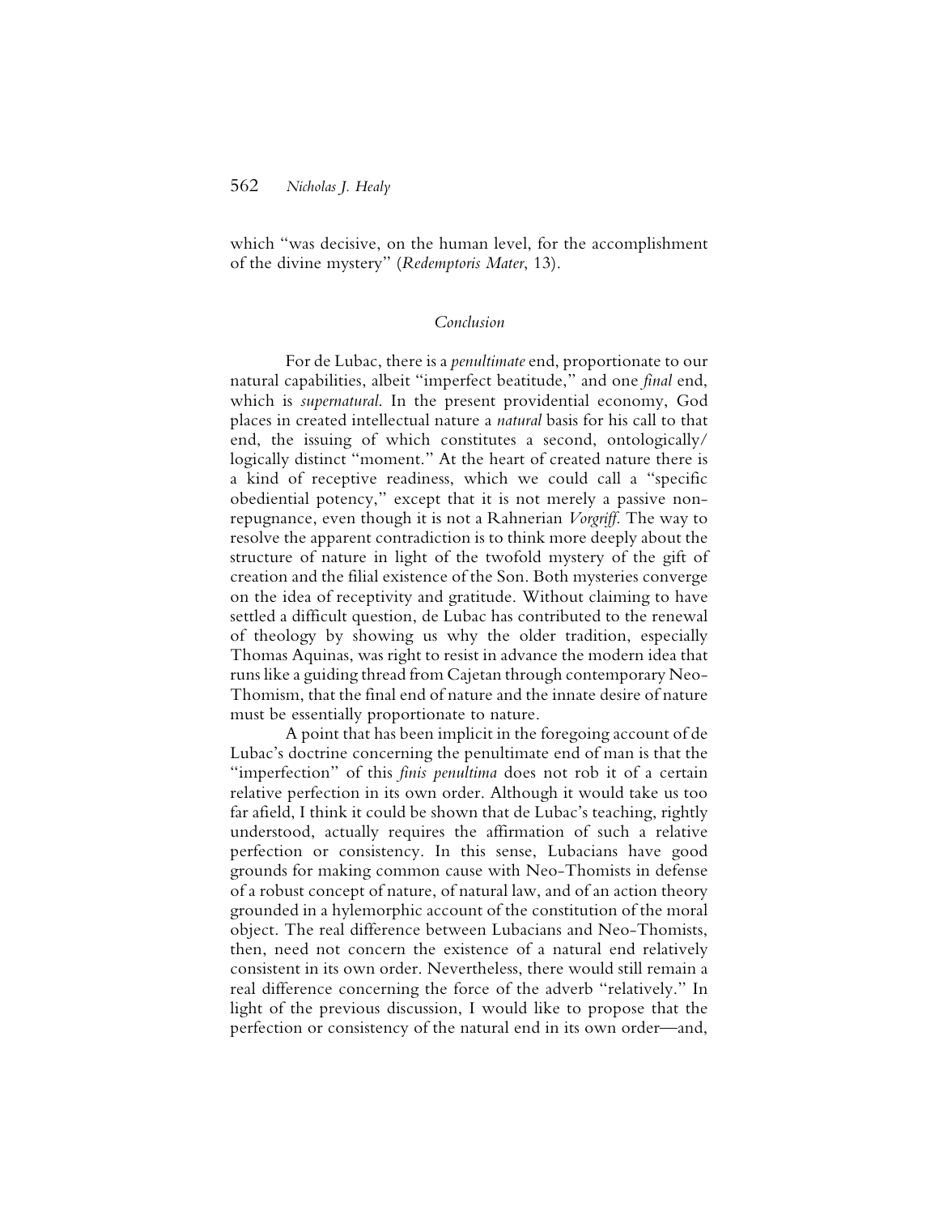which "was decisive, on the human level, for the accomplishment of the divine mystery" (*Redemptoris Mater*, 13).

## *Conclusion*

For de Lubac, there is a *penultimate* end, proportionate to our natural capabilities, albeit "imperfect beatitude," and one *final* end, which is *supernatural*. In the present providential economy, God places in created intellectual nature a *natural* basis for his call to that end, the issuing of which constitutes a second, ontologically/logically distinct "moment." At the heart of created nature there is a kind of receptive readiness, which we could call a "specific obediential potency," except that it is not merely a passive non-repugnance, even though it is not a Rahnerian *Vorgriff*. The way to resolve the apparent contradiction is to think more deeply about the structure of nature in light of the twofold mystery of the gift of creation and the filial existence of the Son. Both mysteries converge on the idea of receptivity and gratitude. Without claiming to have settled a difficult question, de Lubac has contributed to the renewal of theology by showing us why the older tradition, especially Thomas Aquinas, was right to resist in advance the modern idea that runs like a guiding thread from Cajetan through contemporary Neo-Thomism, that the final end of nature and the innate desire of nature must be essentially proportionate to nature.

A point that has been implicit in the foregoing account of de Lubac's doctrine concerning the penultimate end of man is that the "imperfection" of this *finis penultima* does not rob it of a certain relative perfection in its own order. Although it would take us too far afield, I think it could be shown that de Lubac's teaching, rightly understood, actually requires the affirmation of such a relative perfection or consistency. In this sense, Lubacians have good grounds for making common cause with Neo-Thomists in defense of a robust concept of nature, of natural law, and of an action theory grounded in a hylemorphic account of the constitution of the moral object. The real difference between Lubacians and Neo-Thomists, then, need not concern the existence of a natural end relatively consistent in its own order. Nevertheless, there would still remain a real difference concerning the force of the adverb "relatively." In light of the previous discussion, I would like to propose that the perfection or consistency of the natural end in its own order—and,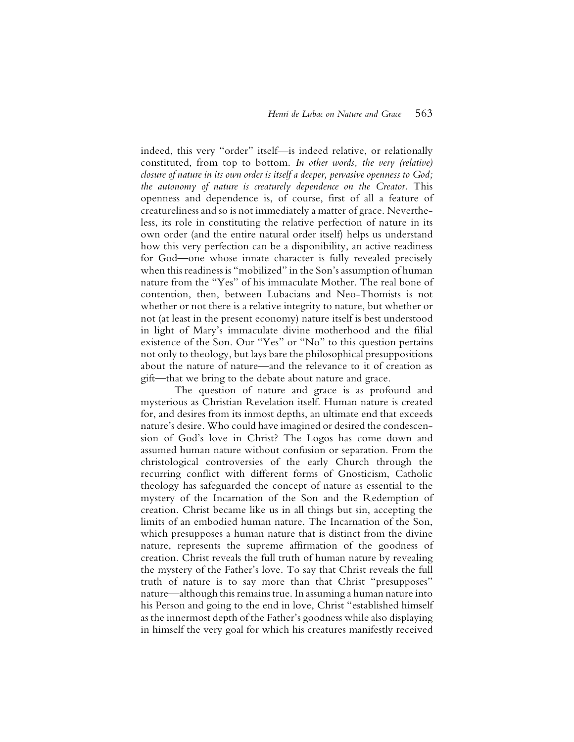indeed, this very "order" itself—is indeed relative, or relationally constituted, from top to bottom. *In other words, the very (relative) closure of nature in its own order is itself a deeper, pervasive openness to God; the autonomy of nature is creaturely dependence on the Creator.* This openness and dependence is, of course, first of all a feature of creatureliness and so is not immediately a matter of grace. Nevertheless, its role in constituting the relative perfection of nature in its own order (and the entire natural order itself) helps us understand how this very perfection can be a disponibility, an active readiness for God—one whose innate character is fully revealed precisely when this readiness is "mobilized" in the Son's assumption of human nature from the "Yes" of his immaculate Mother. The real bone of contention, then, between Lubacians and Neo-Thomists is not whether or not there is a relative integrity to nature, but whether or not (at least in the present economy) nature itself is best understood in light of Mary's immaculate divine motherhood and the filial existence of the Son. Our "Yes" or "No" to this question pertains not only to theology, but lays bare the philosophical presuppositions about the nature of nature—and the relevance to it of creation as gift—that we bring to the debate about nature and grace.

The question of nature and grace is as profound and mysterious as Christian Revelation itself. Human nature is created for, and desires from its inmost depths, an ultimate end that exceeds nature's desire. Who could have imagined or desired the condescension of God's love in Christ? The Logos has come down and assumed human nature without confusion or separation. From the christological controversies of the early Church through the recurring conflict with different forms of Gnosticism, Catholic theology has safeguarded the concept of nature as essential to the mystery of the Incarnation of the Son and the Redemption of creation. Christ became like us in all things but sin, accepting the limits of an embodied human nature. The Incarnation of the Son, which presupposes a human nature that is distinct from the divine nature, represents the supreme affirmation of the goodness of creation. Christ reveals the full truth of human nature by revealing the mystery of the Father's love. To say that Christ reveals the full truth of nature is to say more than that Christ "presupposes" nature—although this remains true. In assuming a human nature into his Person and going to the end in love, Christ "established himself as the innermost depth of the Father's goodness while also displaying in himself the very goal for which his creatures manifestly received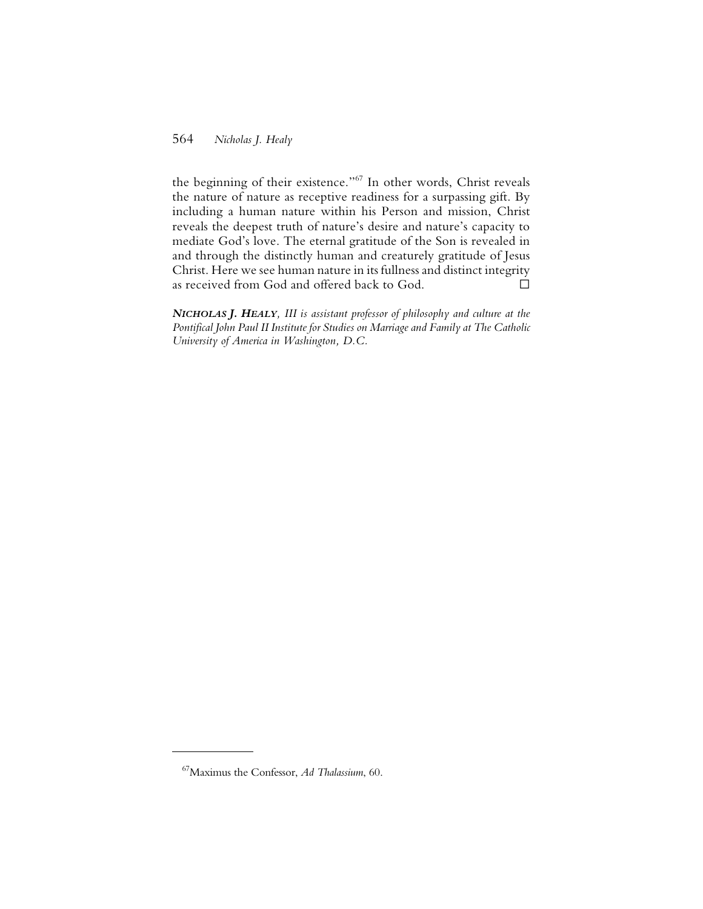the beginning of their existence."[67] In other words, Christ reveals the nature of nature as receptive readiness for a surpassing gift. By including a human nature within his Person and mission, Christ reveals the deepest truth of nature's desire and nature's capacity to mediate God's love. The eternal gratitude of the Son is revealed in and through the distinctly human and creaturely gratitude of Jesus Christ. Here we see human nature in its fullness and distinct integrity as received from God and offered back to God. ☐

***NICHOLAS J. HEALY**, III is assistant professor of philosophy and culture at the Pontifical John Paul II Institute for Studies on Marriage and Family at The Catholic University of America in Washington, D.C.*

---

[67]Maximus the Confessor, *Ad Thalassium*, 60.